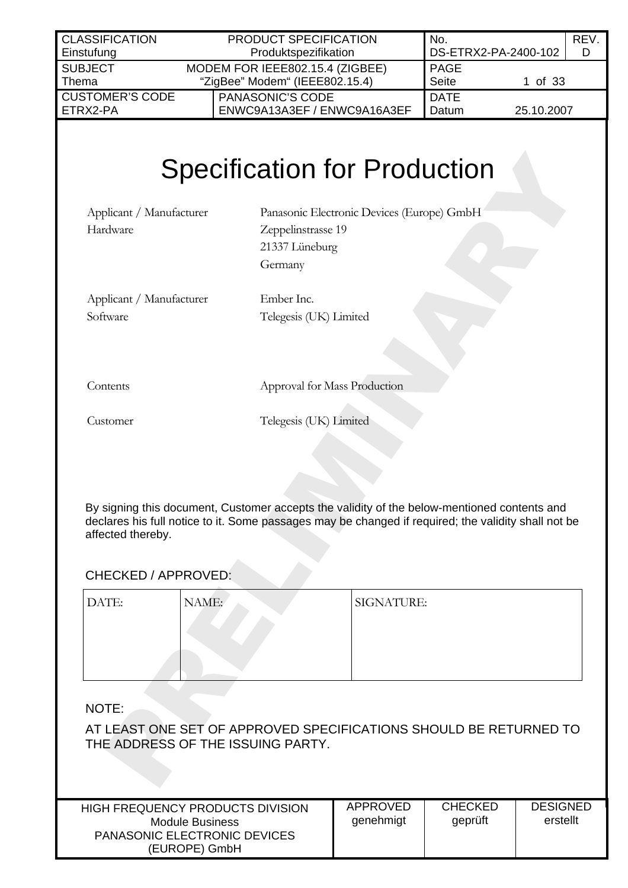| CLASSIFICATION Einstufung | PRODUCT SPECIFICATION Produktspezifikation | No. DS-ETRX2-PA-2400-102 | REV. D |
|---|---|---|---|
| SUBJECT Thema | MODEM FOR IEEE802.15.4 (ZIGBEE) “ZigBee” Modem“ (IEEE802.15.4) | PAGE Seite 1 of 33 | |
| CUSTOMER'S CODE ETRX2-PA | PANASONIC'S CODE ENWC9A13A3EF / ENWC9A16A3EF | DATE Datum 25.10.2007 | |

# Specification for Production

| | |
|---|---|
| Applicant / Manufacturer Hardware | Panasonic Electronic Devices (Europe) GmbH<br>Zeppelinstrasse 19<br>21337 Lüneburg<br>Germany |
| Applicant / Manufacturer Software | Ember Inc.<br>Telegesis (UK) Limited |
| Contents | Approval for Mass Production |
| Customer | Telegesis (UK) Limited |

By signing this document, Customer accepts the validity of the below-mentioned contents and declares his full notice to it. Some passages may be changed if required; the validity shall not be affected thereby.

CHECKED / APPROVED:

| DATE: | NAME: | SIGNATURE: |
|---|---|---|
| | | |

NOTE:

AT LEAST ONE SET OF APPROVED SPECIFICATIONS SHOULD BE RETURNED TO THE ADDRESS OF THE ISSUING PARTY.

| HIGH FREQUENCY PRODUCTS DIVISION Module Business PANASONIC ELECTRONIC DEVICES (EUROPE) GmbH | APPROVED genehmigt | CHECKED geprüft | DESIGNED erstellt |
|---|---|---|---|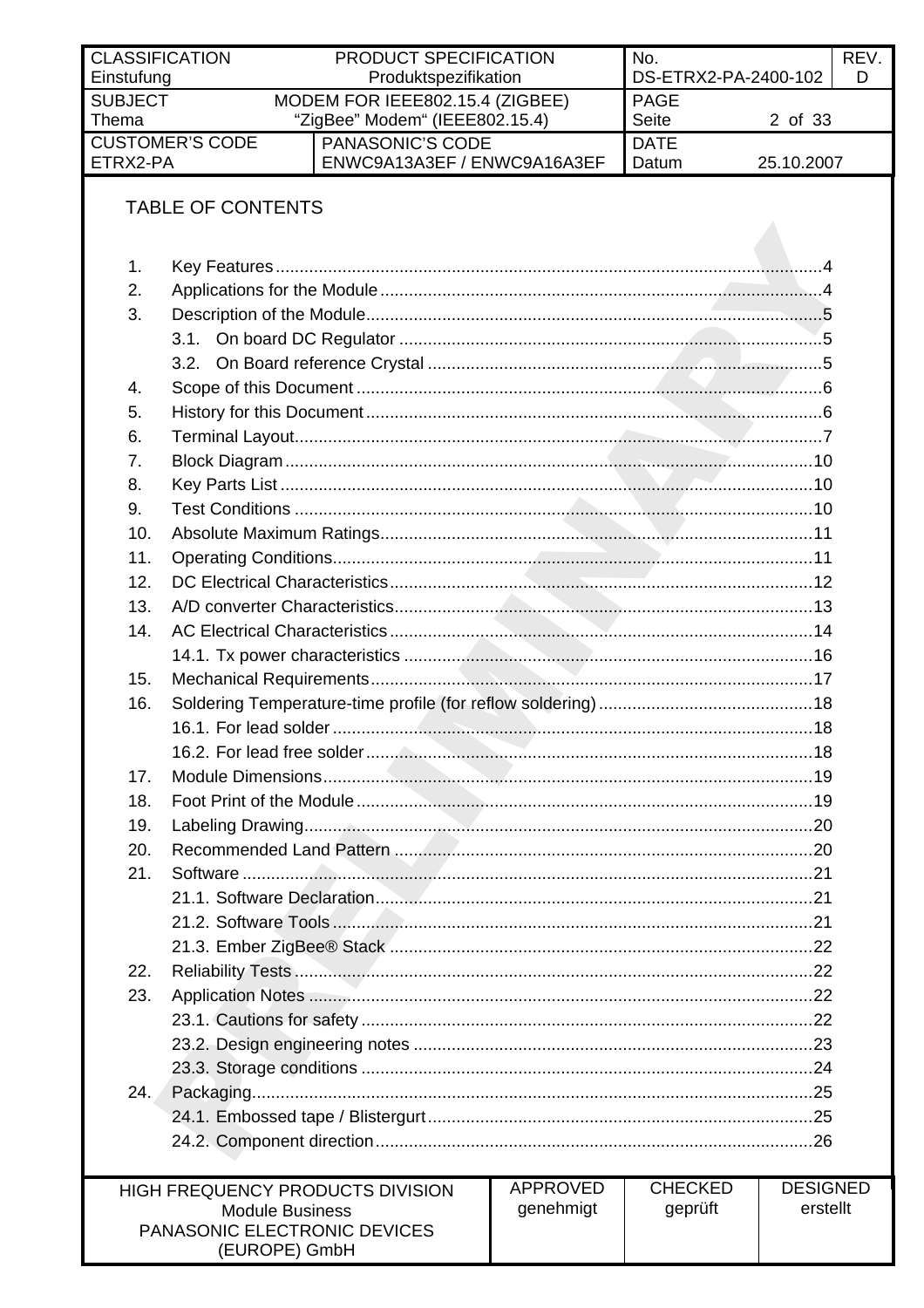## TABLE OF CONTENTS

1. Key Features ....................................................................................................4
2. Applications for the Module ..............................................................................4
3. Description of the Module.................................................................................5
   - 3.1. On board DC Regulator ..........................................................................5
   - 3.2. On Board reference Crystal ....................................................................5
4. Scope of this Document ...................................................................................6
5. History for this Document .................................................................................6
6. Terminal Layout.................................................................................................7
7. Block Diagram ................................................................................................10
8. Key Parts List .................................................................................................10
9. Test Conditions ..............................................................................................10
10. Absolute Maximum Ratings............................................................................11
11. Operating Conditions......................................................................................11
12. DC Electrical Characteristics..........................................................................12
13. A/D converter Characteristics.........................................................................13
14. AC Electrical Characteristics ..........................................................................14
    - 14.1. Tx power characteristics .....................................................................16
15. Mechanical Requirements..............................................................................17
16. Soldering Temperature-time profile (for reflow soldering) ..............................18
    - 16.1. For lead solder ....................................................................................18
    - 16.2. For lead free solder .............................................................................18
17. Module Dimensions........................................................................................19
18. Foot Print of the Module .................................................................................19
19. Labeling Drawing............................................................................................20
20. Recommended Land Pattern .........................................................................20
21. Software .........................................................................................................21
    - 21.1. Software Declaration............................................................................21
    - 21.2. Software Tools .....................................................................................21
    - 21.3. Ember ZigBee® Stack .........................................................................22
22. Reliability Tests ..............................................................................................22
23. Application Notes ...........................................................................................22
    - 23.1. Cautions for safety ...............................................................................22
    - 23.2. Design engineering notes ....................................................................23
    - 23.3. Storage conditions ...............................................................................24
24. Packaging.......................................................................................................25
    - 24.1. Embossed tape / Blistergurt.................................................................25
    - 24.2. Component direction............................................................................26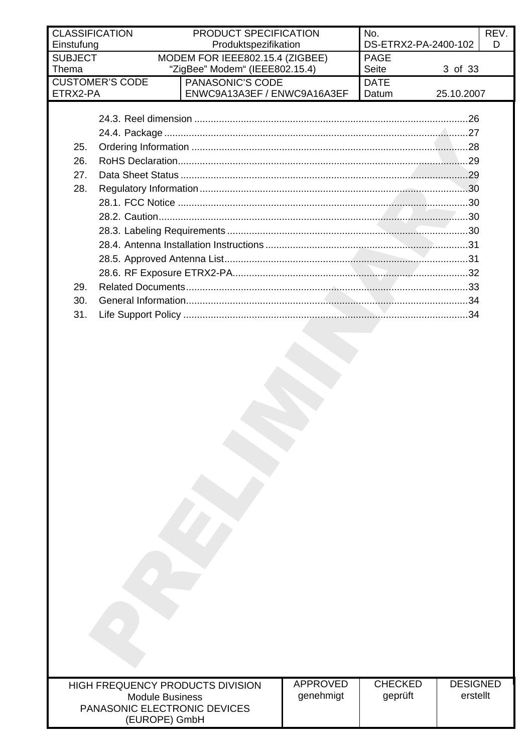- 24.3. Reel dimension ....................................................................................................26
- 24.4. Package ..............................................................................................................27
- 25. Ordering Information ......................................................................................................28
- 26. RoHS Declaration...........................................................................................................29
- 27. Data Sheet Status ..........................................................................................................29
- 28. Regulatory Information ...................................................................................................30
  - 28.1. FCC Notice ..........................................................................................................30
  - 28.2. Caution.................................................................................................................30
  - 28.3. Labeling Requirements ........................................................................................30
  - 28.4. Antenna Installation Instructions ..........................................................................31
  - 28.5. Approved Antenna List.........................................................................................31
  - 28.6. RF Exposure ETRX2-PA......................................................................................32
- 29. Related Documents........................................................................................................33
- 30. General Information........................................................................................................34
- 31. Life Support Policy .........................................................................................................34

PRELIMINARY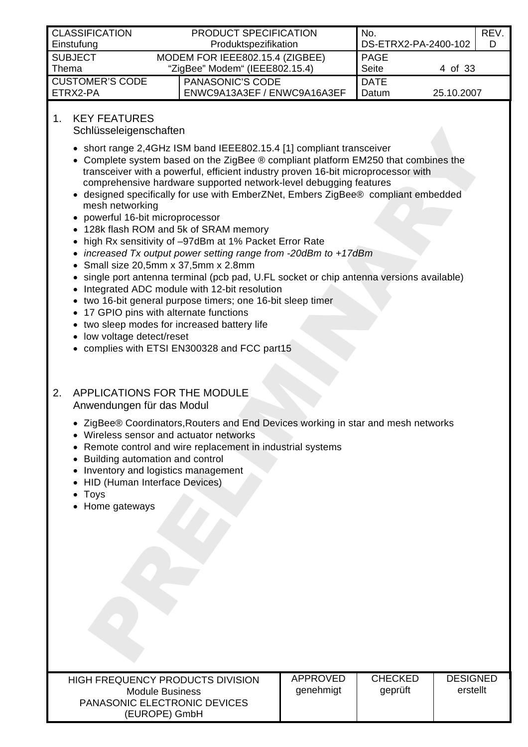## 1. KEY FEATURES
Schlüsseleigenschaften

- short range 2,4GHz ISM band IEEE802.15.4 [1] compliant transceiver
- Complete system based on the ZigBee ® compliant platform EM250 that combines the transceiver with a powerful, efficient industry proven 16-bit microprocessor with comprehensive hardware supported network-level debugging features
- designed specifically for use with EmberZNet, Embers ZigBee® compliant embedded mesh networking
- powerful 16-bit microprocessor
- 128k flash ROM and 5k of SRAM memory
- high Rx sensitivity of –97dBm at 1% Packet Error Rate
- *increased Tx output power setting range from -20dBm to +17dBm*
- Small size 20,5mm x 37,5mm x 2.8mm
- single port antenna terminal (pcb pad, U.FL socket or chip antenna versions available)
- Integrated ADC module with 12-bit resolution
- two 16-bit general purpose timers; one 16-bit sleep timer
- 17 GPIO pins with alternate functions
- two sleep modes for increased battery life
- low voltage detect/reset
- complies with ETSI EN300328 and FCC part15

## 2. APPLICATIONS FOR THE MODULE
Anwendungen für das Modul

- ZigBee® Coordinators,Routers and End Devices working in star and mesh networks
- Wireless sensor and actuator networks
- Remote control and wire replacement in industrial systems
- Building automation and control
- Inventory and logistics management
- HID (Human Interface Devices)
- Toys
- Home gateways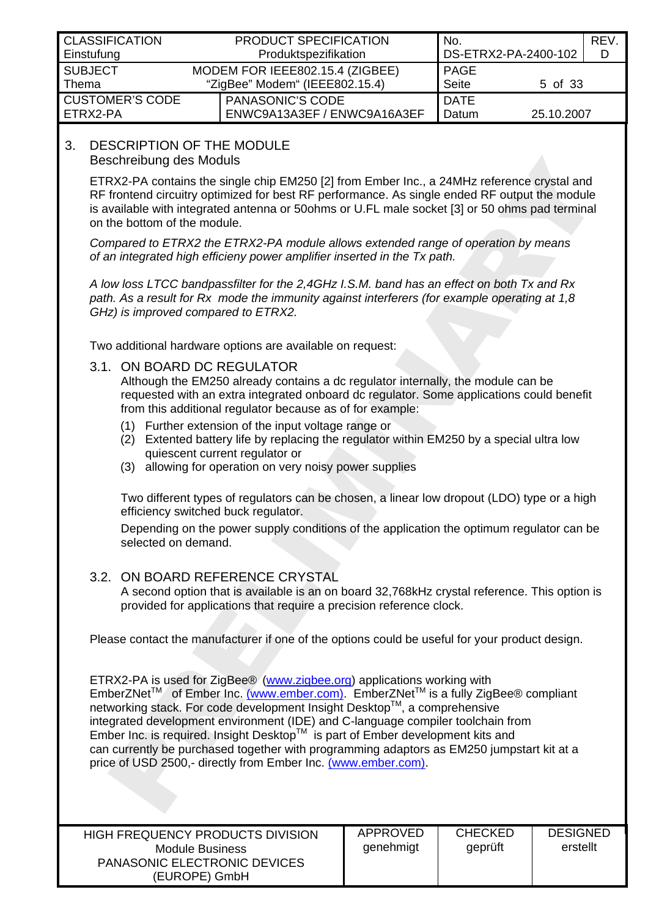## 3. DESCRIPTION OF THE MODULE
Beschreibung des Moduls

ETRX2-PA contains the single chip EM250 [2] from Ember Inc., a 24MHz reference crystal and RF frontend circuitry optimized for best RF performance. As single ended RF output the module is available with integrated antenna or 50ohms or U.FL male socket [3] or 50 ohms pad terminal on the bottom of the module.

*Compared to ETRX2 the ETRX2-PA module allows extended range of operation by means of an integrated high efficieny power amplifier inserted in the Tx path.*

*A low loss LTCC bandpassfilter for the 2,4GHz I.S.M. band has an effect on both Tx and Rx path. As a result for Rx mode the immunity against interferers (for example operating at 1,8 GHz) is improved compared to ETRX2.*

Two additional hardware options are available on request:

### 3.1. ON BOARD DC REGULATOR

Although the EM250 already contains a dc regulator internally, the module can be requested with an extra integrated onboard dc regulator. Some applications could benefit from this additional regulator because as of for example:

(1) Further extension of the input voltage range or
(2) Extented battery life by replacing the regulator within EM250 by a special ultra low quiescent current regulator or
(3) allowing for operation on very noisy power supplies

Two different types of regulators can be chosen, a linear low dropout (LDO) type or a high efficiency switched buck regulator.

Depending on the power supply conditions of the application the optimum regulator can be selected on demand.

### 3.2. ON BOARD REFERENCE CRYSTAL

A second option that is available is an on board 32,768kHz crystal reference. This option is provided for applications that require a precision reference clock.

Please contact the manufacturer if one of the options could be useful for your product design.

ETRX2-PA is used for ZigBee® (www.zigbee.org) applications working with EmberZNet™ of Ember Inc. (www.ember.com). EmberZNet™ is a fully ZigBee® compliant networking stack. For code development Insight Desktop™, a comprehensive integrated development environment (IDE) and C-language compiler toolchain from Ember Inc. is required. Insight Desktop™ is part of Ember development kits and can currently be purchased together with programming adaptors as EM250 jumpstart kit at a price of USD 2500,- directly from Ember Inc. (www.ember.com).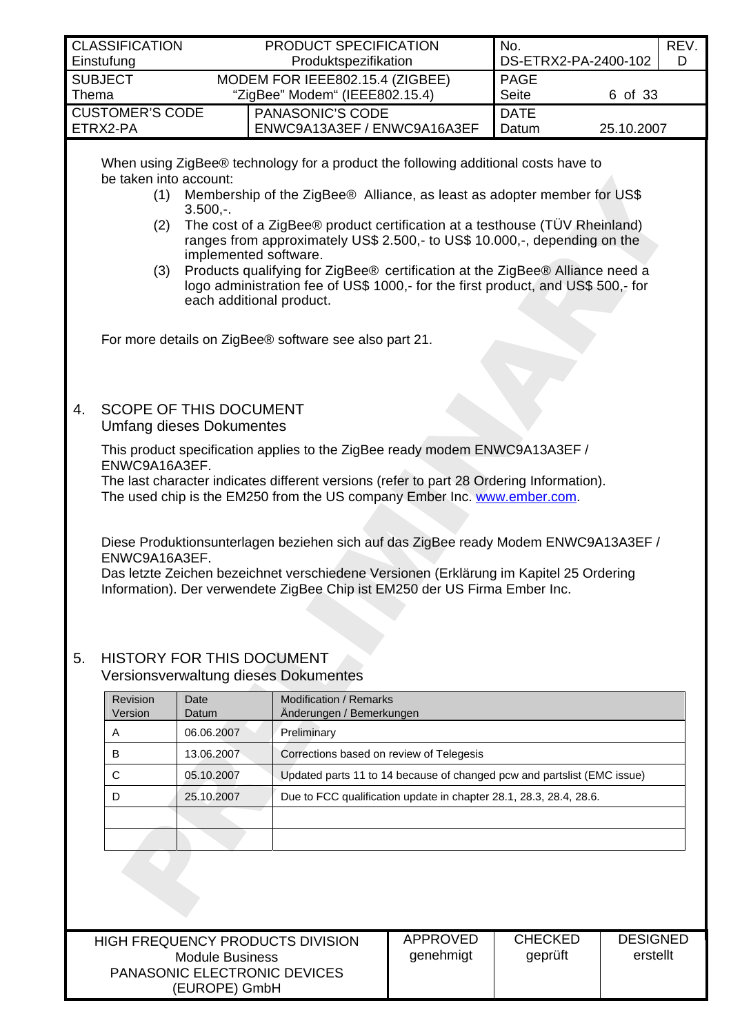When using ZigBee® technology for a product the following additional costs have to be taken into account:

(1) Membership of the ZigBee® Alliance, as least as adopter member for US$ 3.500,-.
(2) The cost of a ZigBee® product certification at a testhouse (TÜV Rheinland) ranges from approximately US$ 2.500,- to US$ 10.000,-, depending on the implemented software.
(3) Products qualifying for ZigBee® certification at the ZigBee® Alliance need a logo administration fee of US$ 1000,- for the first product, and US$ 500,- for each additional product.

For more details on ZigBee® software see also part 21.

## 4. SCOPE OF THIS DOCUMENT
Umfang dieses Dokumentes

This product specification applies to the ZigBee ready modem ENWC9A13A3EF / ENWC9A16A3EF.
The last character indicates different versions (refer to part 28 Ordering Information).
The used chip is the EM250 from the US company Ember Inc. www.ember.com.

Diese Produktionsunterlagen beziehen sich auf das ZigBee ready Modem ENWC9A13A3EF / ENWC9A16A3EF.
Das letzte Zeichen bezeichnet verschiedene Versionen (Erklärung im Kapitel 25 Ordering Information). Der verwendete ZigBee Chip ist EM250 der US Firma Ember Inc.

## 5. HISTORY FOR THIS DOCUMENT
Versionsverwaltung dieses Dokumentes

| Revision Version | Date Datum | Modification / Remarks Änderungen / Bemerkungen |
|---|---|---|
| A | 06.06.2007 | Preliminary |
| B | 13.06.2007 | Corrections based on review of Telegesis |
| C | 05.10.2007 | Updated parts 11 to 14 because of changed pcw and partslist (EMC issue) |
| D | 25.10.2007 | Due to FCC qualification update in chapter 28.1, 28.3, 28.4, 28.6. |
| | | |
| | | |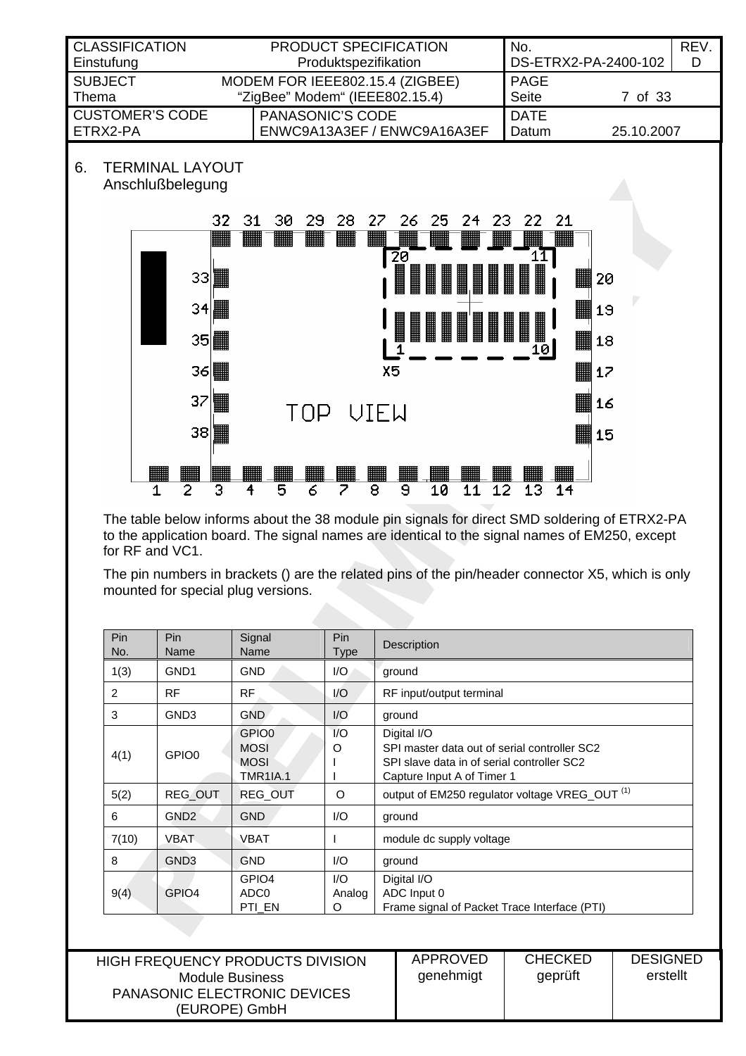## 6. TERMINAL LAYOUT
Anschlußbelegung

The table below informs about the 38 module pin signals for direct SMD soldering of ETRX2-PA to the application board. The signal names are identical to the signal names of EM250, except for RF and VC1.

The pin numbers in brackets () are the related pins of the pin/header connector X5, which is only mounted for special plug versions.

| Pin No. | Pin Name | Signal Name | Pin Type | Description |
|---|---|---|---|---|
| 1(3) | GND1 | GND | I/O | ground |
| 2 | RF | RF | I/O | RF input/output terminal |
| 3 | GND3 | GND | I/O | ground |
| 4(1) | GPIO0 | GPIO0<br>MOSI<br>MOSI<br>TMR1IA.1 | I/O<br>O<br>I<br>I | Digital I/O<br>SPI master data out of serial controller SC2<br>SPI slave data in of serial controller SC2<br>Capture Input A of Timer 1 |
| 5(2) | REG_OUT | REG_OUT | O | output of EM250 regulator voltage VREG_OUT (1) |
| 6 | GND2 | GND | I/O | ground |
| 7(10) | VBAT | VBAT | I | module dc supply voltage |
| 8 | GND3 | GND | I/O | ground |
| 9(4) | GPIO4 | GPIO4<br>ADC0<br>PTI_EN | I/O<br>Analog<br>O | Digital I/O<br>ADC Input 0<br>Frame signal of Packet Trace Interface (PTI) |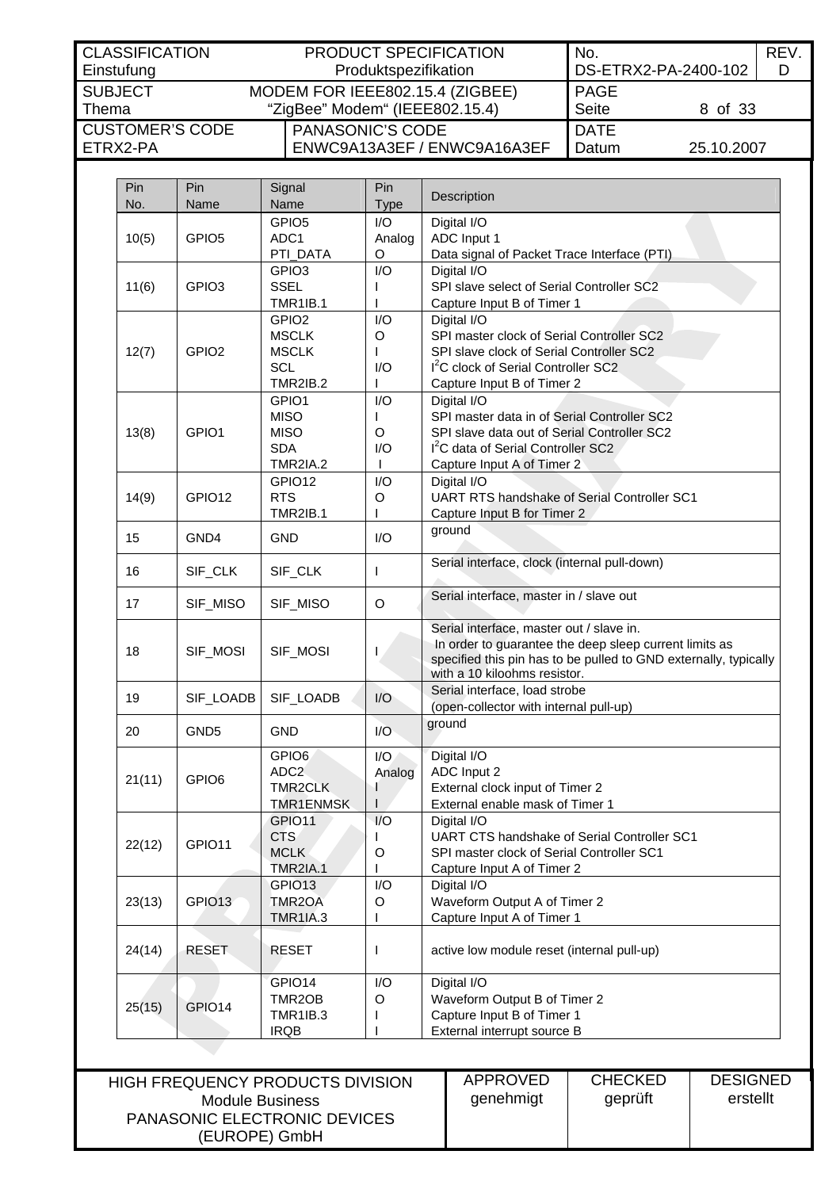| Pin No. | Pin Name | Signal Name | Pin Type | Description |
|---|---|---|---|---|
| 10(5) | GPIO5 | GPIO5<br>ADC1<br>PTI_DATA | I/O<br>Analog<br>O | Digital I/O<br>ADC Input 1<br>Data signal of Packet Trace Interface (PTI) |
| 11(6) | GPIO3 | GPIO3<br>SSEL<br>TMR1IB.1 | I/O<br>I<br>I | Digital I/O<br>SPI slave select of Serial Controller SC2<br>Capture Input B of Timer 1 |
| 12(7) | GPIO2 | GPIO2<br>MSCLK<br>MSCLK<br>SCL<br>TMR2IB.2 | I/O<br>O<br>I<br>I/O<br>I | Digital I/O<br>SPI master clock of Serial Controller SC2<br>SPI slave clock of Serial Controller SC2<br>$I^2C$ clock of Serial Controller SC2<br>Capture Input B of Timer 2 |
| 13(8) | GPIO1 | GPIO1<br>MISO<br>MISO<br>SDA<br>TMR2IA.2 | I/O<br>I<br>O<br>I/O<br>I | Digital I/O<br>SPI master data in of Serial Controller SC2<br>SPI slave data out of Serial Controller SC2<br>$I^2C$ data of Serial Controller SC2<br>Capture Input A of Timer 2 |
| 14(9) | GPIO12 | GPIO12<br>RTS<br>TMR2IB.1 | I/O<br>O<br>I | Digital I/O<br>UART RTS handshake of Serial Controller SC1<br>Capture Input B for Timer 2 |
| 15 | GND4 | GND | I/O | ground |
| 16 | SIF_CLK | SIF_CLK | I | Serial interface, clock (internal pull-down) |
| 17 | SIF_MISO | SIF_MISO | O | Serial interface, master in / slave out |
| 18 | SIF_MOSI | SIF_MOSI | I | Serial interface, master out / slave in.<br>In order to guarantee the deep sleep current limits as specified this pin has to be pulled to GND externally, typically with a 10 kiloohms resistor. |
| 19 | SIF_LOADB | SIF_LOADB | I/O | Serial interface, load strobe<br>(open-collector with internal pull-up) |
| 20 | GND5 | GND | I/O | ground |
| 21(11) | GPIO6 | GPIO6<br>ADC2<br>TMR2CLK<br>TMR1ENMSK | I/O<br>Analog<br>I<br>I | Digital I/O<br>ADC Input 2<br>External clock input of Timer 2<br>External enable mask of Timer 1 |
| 22(12) | GPIO11 | GPIO11<br>CTS<br>MCLK<br>TMR2IA.1 | I/O<br>I<br>O<br>I | Digital I/O<br>UART CTS handshake of Serial Controller SC1<br>SPI master clock of Serial Controller SC1<br>Capture Input A of Timer 2 |
| 23(13) | GPIO13 | GPIO13<br>TMR2OA<br>TMR1IA.3 | I/O<br>O<br>I | Digital I/O<br>Waveform Output A of Timer 2<br>Capture Input A of Timer 1 |
| 24(14) | RESET | RESET | I | active low module reset (internal pull-up) |
| 25(15) | GPIO14 | GPIO14<br>TMR2OB<br>TMR1IB.3<br>IRQB | I/O<br>O<br>I<br>I | Digital I/O<br>Waveform Output B of Timer 2<br>Capture Input B of Timer 1<br>External interrupt source B |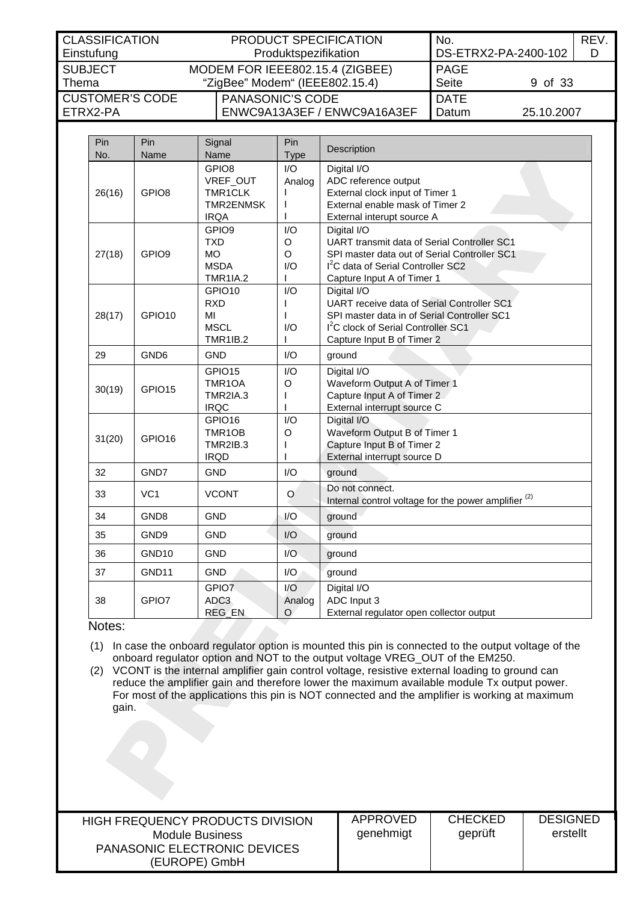| Pin No. | Pin Name | Signal Name | Pin Type | Description |
|---|---|---|---|---|
| 26(16) | GPIO8 | GPIO8<br>VREF_OUT<br>TMR1CLK<br>TMR2ENMSK<br>IRQA | I/O<br>Analog<br>I<br>I<br>I | Digital I/O<br>ADC reference output<br>External clock input of Timer 1<br>External enable mask of Timer 2<br>External interupt source A |
| 27(18) | GPIO9 | GPIO9<br>TXD<br>MO<br>MSDA<br>TMR1IA.2 | I/O<br>O<br>O<br>I/O<br>I | Digital I/O<br>UART transmit data of Serial Controller SC1<br>SPI master data out of Serial Controller SC1<br>$I^2C$ data of Serial Controller SC2<br>Capture Input A of Timer 1 |
| 28(17) | GPIO10 | GPIO10<br>RXD<br>MI<br>MSCL<br>TMR1IB.2 | I/O<br>I<br>I<br>I/O<br>I | Digital I/O<br>UART receive data of Serial Controller SC1<br>SPI master data in of Serial Controller SC1<br>$I^2C$ clock of Serial Controller SC1<br>Capture Input B of Timer 2 |
| 29 | GND6 | GND | I/O | ground |
| 30(19) | GPIO15 | GPIO15<br>TMR1OA<br>TMR2IA.3<br>IRQC | I/O<br>O<br>I<br>I | Digital I/O<br>Waveform Output A of Timer 1<br>Capture Input A of Timer 2<br>External interrupt source C |
| 31(20) | GPIO16 | GPIO16<br>TMR1OB<br>TMR2IB.3<br>IRQD | I/O<br>O<br>I<br>I | Digital I/O<br>Waveform Output B of Timer 1<br>Capture Input B of Timer 2<br>External interrupt source D |
| 32 | GND7 | GND | I/O | ground |
| 33 | VC1 | VCONT | O | Do not connect.<br>Internal control voltage for the power amplifier (2) |
| 34 | GND8 | GND | I/O | ground |
| 35 | GND9 | GND | I/O | ground |
| 36 | GND10 | GND | I/O | ground |
| 37 | GND11 | GND | I/O | ground |
| 38 | GPIO7 | GPIO7<br>ADC3<br>REG_EN | I/O<br>Analog<br>O | Digital I/O<br>ADC Input 3<br>External regulator open collector output |

Notes:

(1) In case the onboard regulator option is mounted this pin is connected to the output voltage of the onboard regulator option and NOT to the output voltage VREG_OUT of the EM250.

(2) VCONT is the internal amplifier gain control voltage, resistive external loading to ground can reduce the amplifier gain and therefore lower the maximum available module Tx output power. For most of the applications this pin is NOT connected and the amplifier is working at maximum gain.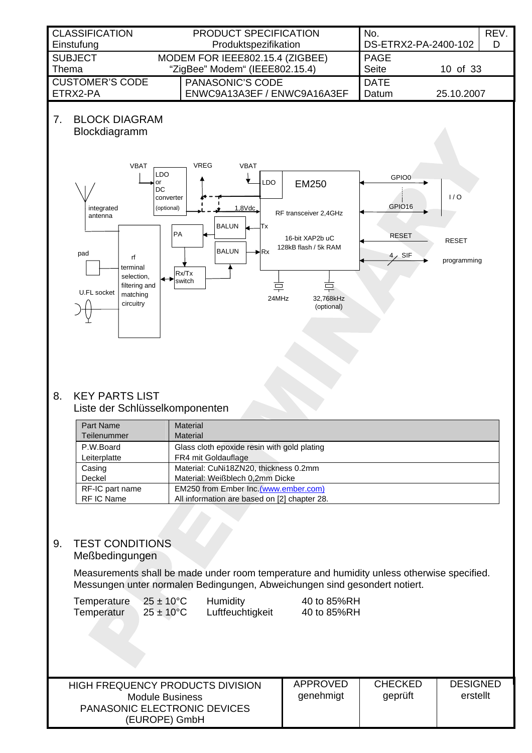## 7. BLOCK DIAGRAM
Blockdiagramm

## 8. KEY PARTS LIST
Liste der Schlüsselkomponenten

| Part Name<br>Teilenummer | Material<br>Material |
|---|---|
| P.W.Board<br>Leiterplatte | Glass cloth epoxide resin with gold plating<br>FR4 mit Goldauflage |
| Casing<br>Deckel | Material: CuNi18ZN20, thickness 0.2mm<br>Material: Weißblech 0,2mm Dicke |
| RF-IC part name<br>RF IC Name | EM250 from Ember Inc.(www.ember.com)<br>All information are based on [2] chapter 28. |

## 9. TEST CONDITIONS
Meßbedingungen

Measurements shall be made under room temperature and humidity unless otherwise specified.
Messungen unter normalen Bedingungen, Abweichungen sind gesondert notiert.

| | | | |
|---|---|---|---|
| Temperature<br>Temperatur | 25 ± 10°C<br>25 ± 10°C | Humidity<br>Luftfeuchtigkeit | 40 to 85%RH<br>40 to 85%RH |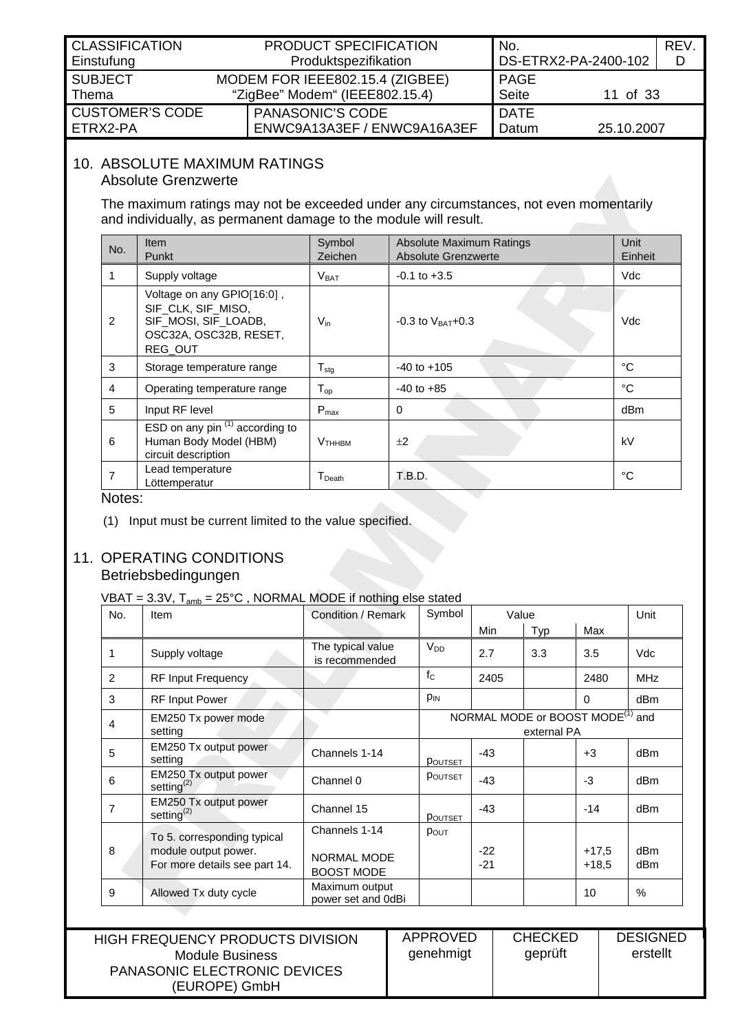## 10. ABSOLUTE MAXIMUM RATINGS
Absolute Grenzwerte

The maximum ratings may not be exceeded under any circumstances, not even momentarily and individually, as permanent damage to the module will result.

| No. | Item<br>Punkt | Symbol<br>Zeichen | Absolute Maximum Ratings<br>Absolute Grenzwerte | Unit<br>Einheit |
|---|---|---|---|---|
| 1 | Supply voltage | $V_{BAT}$ | -0.1 to +3.5 | Vdc |
| 2 | Voltage on any GPIO[16:0] , SIF_CLK, SIF_MISO, SIF_MOSI, SIF_LOADB, OSC32A, OSC32B, RESET, REG_OUT | $V_{in}$ | -0.3 to $V_{BAT}$+0.3 | Vdc |
| 3 | Storage temperature range | $T_{stg}$ | -40 to +105 | °C |
| 4 | Operating temperature range | $T_{op}$ | -40 to +85 | °C |
| 5 | Input RF level | $P_{max}$ | 0 | dBm |
| 6 | ESD on any pin (1) according to Human Body Model (HBM) circuit description | $V_{THHBM}$ | ±2 | kV |
| 7 | Lead temperature<br>Löttemperatur | $T_{Death}$ | T.B.D. | °C |

Notes:

(1) Input must be current limited to the value specified.

## 11. OPERATING CONDITIONS
Betriebsbedingungen

VBAT = 3.3V, $T_{amb}$ = 25°C , NORMAL MODE if nothing else stated

| No. | Item | Condition / Remark | Symbol | Value Min | Value Typ | Value Max | Unit |
|---|---|---|---|---|---|---|---|
| 1 | Supply voltage | The typical value is recommended | $V_{DD}$ | 2.7 | 3.3 | 3.5 | Vdc |
| 2 | RF Input Frequency | | $f_C$ | 2405 | | 2480 | MHz |
| 3 | RF Input Power | | $p_{IN}$ | | | 0 | dBm |
| 4 | EM250 Tx power mode setting | | NORMAL MODE or BOOST MODE(1) and external PA | | | | |
| 5 | EM250 Tx output power setting | Channels 1-14 | $p_{OUTSET}$ | -43 | | +3 | dBm |
| 6 | EM250 Tx output power setting(2) | Channel 0 | $p_{OUTSET}$ | -43 | | -3 | dBm |
| 7 | EM250 Tx output power setting(2) | Channel 15 | $p_{OUTSET}$ | -43 | | -14 | dBm |
| 8 | To 5. corresponding typical module output power. For more details see part 14. | Channels 1-14<br>NORMAL MODE<br>BOOST MODE | $p_{OUT}$ | -22<br>-21 | | +17,5<br>+18,5 | dBm<br>dBm |
| 9 | Allowed Tx duty cycle | Maximum output power set and 0dBi | | | | 10 | % |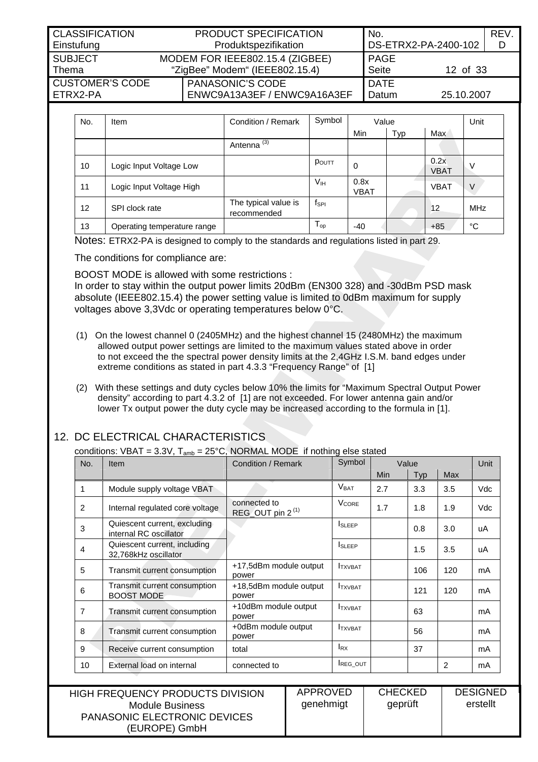| No. | Item | Condition / Remark | Symbol | Value | | | Unit |
|---|---|---|---|---|---|---|---|
| | | | | Min | Typ | Max | |
| | | Antenna [3] | | | | | |
| 10 | Logic Input Voltage Low | | $p_{OUTT}$ | 0 | | 0.2x VBAT | V |
| 11 | Logic Input Voltage High | | $V_{IH}$ | 0.8x VBAT | | VBAT | V |
| 12 | SPI clock rate | The typical value is recommended | $f_{SPI}$ | | | 12 | MHz |
| 13 | Operating temperature range | | $T_{op}$ | -40 | | +85 | °C |

Notes: ETRX2-PA is designed to comply to the standards and regulations listed in part 29.

The conditions for compliance are:

BOOST MODE is allowed with some restrictions :
In order to stay within the output power limits 20dBm (EN300 328) and -30dBm PSD mask absolute (IEEE802.15.4) the power setting value is limited to 0dBm maximum for supply voltages above 3,3Vdc or operating temperatures below 0°C.

(1) On the lowest channel 0 (2405MHz) and the highest channel 15 (2480MHz) the maximum allowed output power settings are limited to the maximum values stated above in order to not exceed the the spectral power density limits at the 2,4GHz I.S.M. band edges under extreme conditions as stated in part 4.3.3 “Frequency Range” of [1]

(2) With these settings and duty cycles below 10% the limits for “Maximum Spectral Output Power density” according to part 4.3.2 of [1] are not exceeded. For lower antenna gain and/or lower Tx output power the duty cycle may be increased according to the formula in [1].

## 12. DC ELECTRICAL CHARACTERISTICS

conditions: VBAT = 3.3V, $T_{amb}$ = 25°C, NORMAL MODE if nothing else stated

| No. | Item | Condition / Remark | Symbol | Value | | | Unit |
|---|---|---|---|---|---|---|---|
| | | | | Min | Typ | Max | |
| 1 | Module supply voltage VBAT | | $V_{BAT}$ | 2.7 | 3.3 | 3.5 | Vdc |
| 2 | Internal regulated core voltage | connected to REG_OUT pin 2 [1] | $V_{CORE}$ | 1.7 | 1.8 | 1.9 | Vdc |
| 3 | Quiescent current, excluding internal RC oscillator | | $I_{SLEEP}$ | | 0.8 | 3.0 | uA |
| 4 | Quiescent current, including 32,768kHz oscillator | | $I_{SLEEP}$ | | 1.5 | 3.5 | uA |
| 5 | Transmit current consumption | +17,5dBm module output power | $I_{TXVBAT}$ | | 106 | 120 | mA |
| 6 | Transmit current consumption BOOST MODE | +18,5dBm module output power | $I_{TXVBAT}$ | | 121 | 120 | mA |
| 7 | Transmit current consumption | +10dBm module output power | $I_{TXVBAT}$ | | 63 | | mA |
| 8 | Transmit current consumption | +0dBm module output power | $I_{TXVBAT}$ | | 56 | | mA |
| 9 | Receive current consumption | total | $I_{RX}$ | | 37 | | mA |
| 10 | External load on internal | connected to | $I_{REG\_OUT}$ | | | 2 | mA |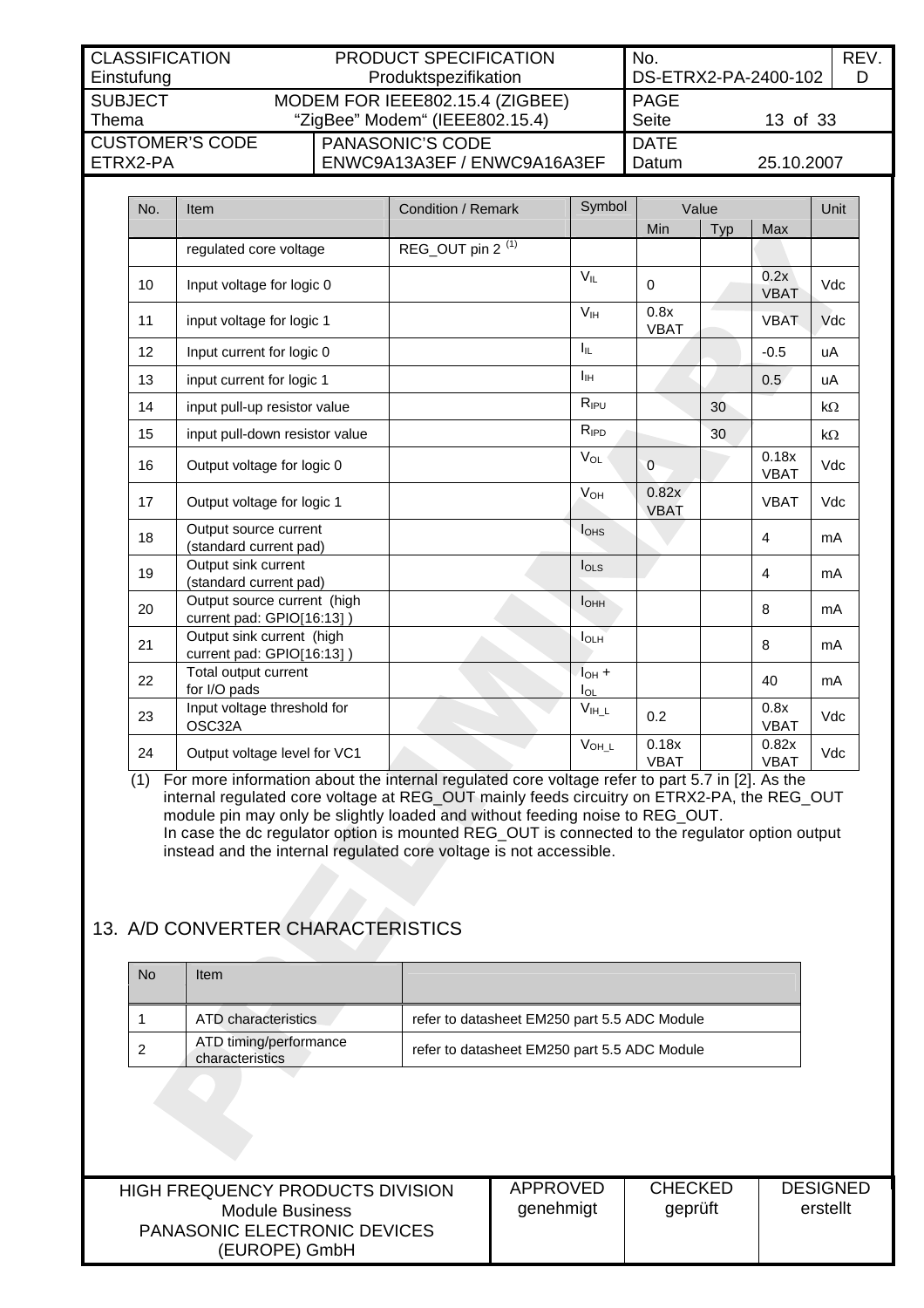| No. | Item | Condition / Remark | Symbol | Value | | | Unit |
|---|---|---|---|---|---|---|---|
| | | | | Min | Typ | Max | |
| | regulated core voltage | REG_OUT pin 2 [(1)] | | | | | |
| 10 | Input voltage for logic 0 | | $V_{IL}$ | 0 | | 0.2x VBAT | Vdc |
| 11 | input voltage for logic 1 | | $V_{IH}$ | 0.8x VBAT | | VBAT | Vdc |
| 12 | Input current for logic 0 | | $I_{IL}$ | | | -0.5 | uA |
| 13 | input current for logic 1 | | $I_{IH}$ | | | 0.5 | uA |
| 14 | input pull-up resistor value | | $R_{IPU}$ | | 30 | | kΩ |
| 15 | input pull-down resistor value | | $R_{IPD}$ | | 30 | | kΩ |
| 16 | Output voltage for logic 0 | | $V_{OL}$ | 0 | | 0.18x VBAT | Vdc |
| 17 | Output voltage for logic 1 | | $V_{OH}$ | 0.82x VBAT | | VBAT | Vdc |
| 18 | Output source current (standard current pad) | | $I_{OHS}$ | | | 4 | mA |
| 19 | Output sink current (standard current pad) | | $I_{OLS}$ | | | 4 | mA |
| 20 | Output source current (high current pad: GPIO[16:13] ) | | $I_{OHH}$ | | | 8 | mA |
| 21 | Output sink current (high current pad: GPIO[16:13] ) | | $I_{OLH}$ | | | 8 | mA |
| 22 | Total output current for I/O pads | | $I_{OH}$ + $I_{OL}$ | | | 40 | mA |
| 23 | Input voltage threshold for OSC32A | | $V_{IH\_L}$ | 0.2 | | 0.8x VBAT | Vdc |
| 24 | Output voltage level for VC1 | | $V_{OH\_L}$ | 0.18x VBAT | | 0.82x VBAT | Vdc |

(1) For more information about the internal regulated core voltage refer to part 5.7 in [2]. As the internal regulated core voltage at REG_OUT mainly feeds circuitry on ETRX2-PA, the REG_OUT module pin may only be slightly loaded and without feeding noise to REG_OUT.
In case the dc regulator option is mounted REG_OUT is connected to the regulator option output instead and the internal regulated core voltage is not accessible.

## 13. A/D CONVERTER CHARACTERISTICS

| No | Item | |
|---|---|---|
| 1 | ATD characteristics | refer to datasheet EM250 part 5.5 ADC Module |
| 2 | ATD timing/performance characteristics | refer to datasheet EM250 part 5.5 ADC Module |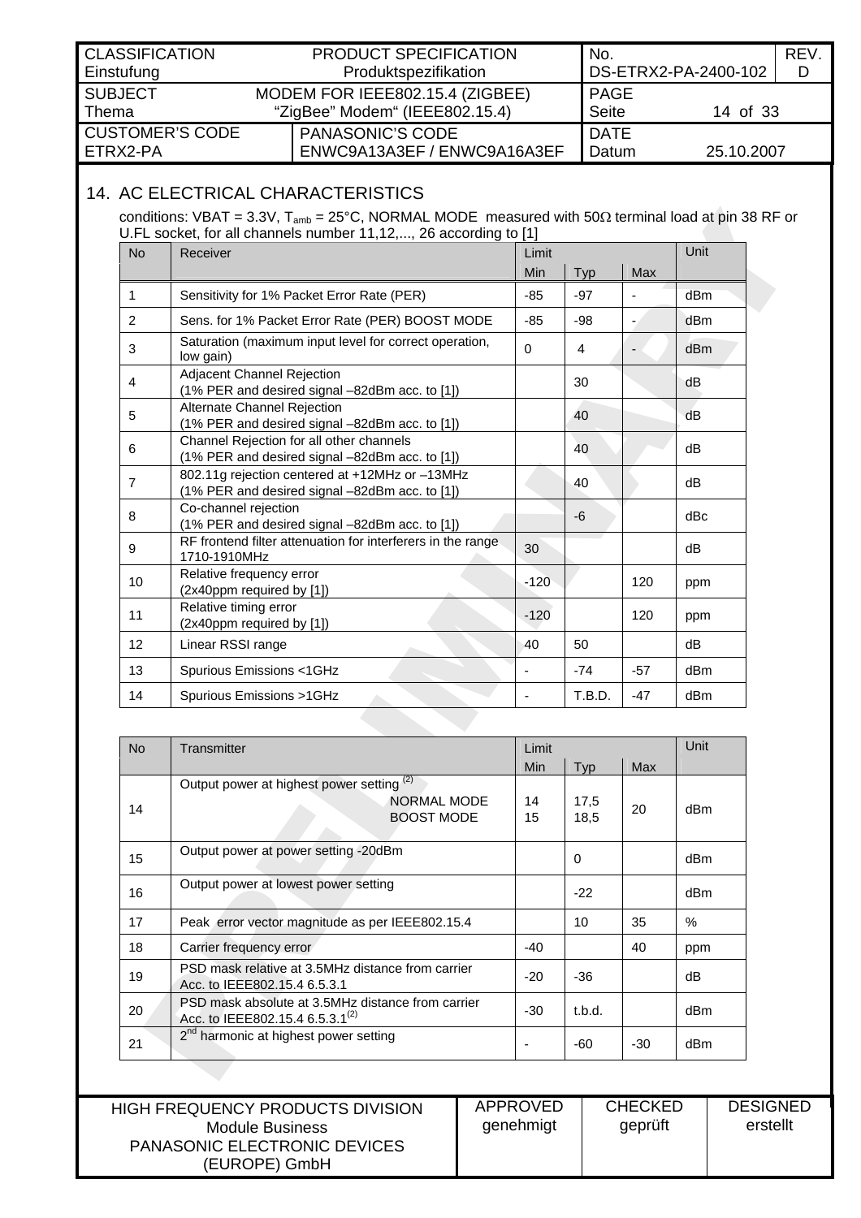## 14. AC ELECTRICAL CHARACTERISTICS

conditions: VBAT = 3.3V, $T_{amb}$ = 25°C, NORMAL MODE measured with 50Ω terminal load at pin 38 RF or U.FL socket, for all channels number 11,12,..., 26 according to [1]

| No | Receiver | Limit | | | Unit |
|---|---|---|---|---|---|
| | | Min | Typ | Max | |
| 1 | Sensitivity for 1% Packet Error Rate (PER) | -85 | -97 | - | dBm |
| 2 | Sens. for 1% Packet Error Rate (PER) BOOST MODE | -85 | -98 | - | dBm |
| 3 | Saturation (maximum input level for correct operation, low gain) | 0 | 4 | - | dBm |
| 4 | Adjacent Channel Rejection (1% PER and desired signal –82dBm acc. to [1]) | | 30 | | dB |
| 5 | Alternate Channel Rejection (1% PER and desired signal –82dBm acc. to [1]) | | 40 | | dB |
| 6 | Channel Rejection for all other channels (1% PER and desired signal –82dBm acc. to [1]) | | 40 | | dB |
| 7 | 802.11g rejection centered at +12MHz or –13MHz (1% PER and desired signal –82dBm acc. to [1]) | | 40 | | dB |
| 8 | Co-channel rejection (1% PER and desired signal –82dBm acc. to [1]) | | -6 | | dBc |
| 9 | RF frontend filter attenuation for interferers in the range 1710-1910MHz | 30 | | | dB |
| 10 | Relative frequency error (2x40ppm required by [1]) | -120 | | 120 | ppm |
| 11 | Relative timing error (2x40ppm required by [1]) | -120 | | 120 | ppm |
| 12 | Linear RSSI range | 40 | 50 | | dB |
| 13 | Spurious Emissions <1GHz | - | -74 | -57 | dBm |
| 14 | Spurious Emissions >1GHz | - | T.B.D. | -47 | dBm |

| No | Transmitter | Limit | | | Unit |
|---|---|---|---|---|---|
| | | Min | Typ | Max | |
| 14 | Output power at highest power setting (2) NORMAL MODE / BOOST MODE | 14 / 15 | 17,5 / 18,5 | 20 | dBm |
| 15 | Output power at power setting -20dBm | | 0 | | dBm |
| 16 | Output power at lowest power setting | | -22 | | dBm |
| 17 | Peak error vector magnitude as per IEEE802.15.4 | | 10 | 35 | % |
| 18 | Carrier frequency error | -40 | | 40 | ppm |
| 19 | PSD mask relative at 3.5MHz distance from carrier Acc. to IEEE802.15.4 6.5.3.1 | -20 | -36 | | dB |
| 20 | PSD mask absolute at 3.5MHz distance from carrier Acc. to IEEE802.15.4 6.5.3.1(2) | -30 | t.b.d. | | dBm |
| 21 | 2nd harmonic at highest power setting | - | -60 | -30 | dBm |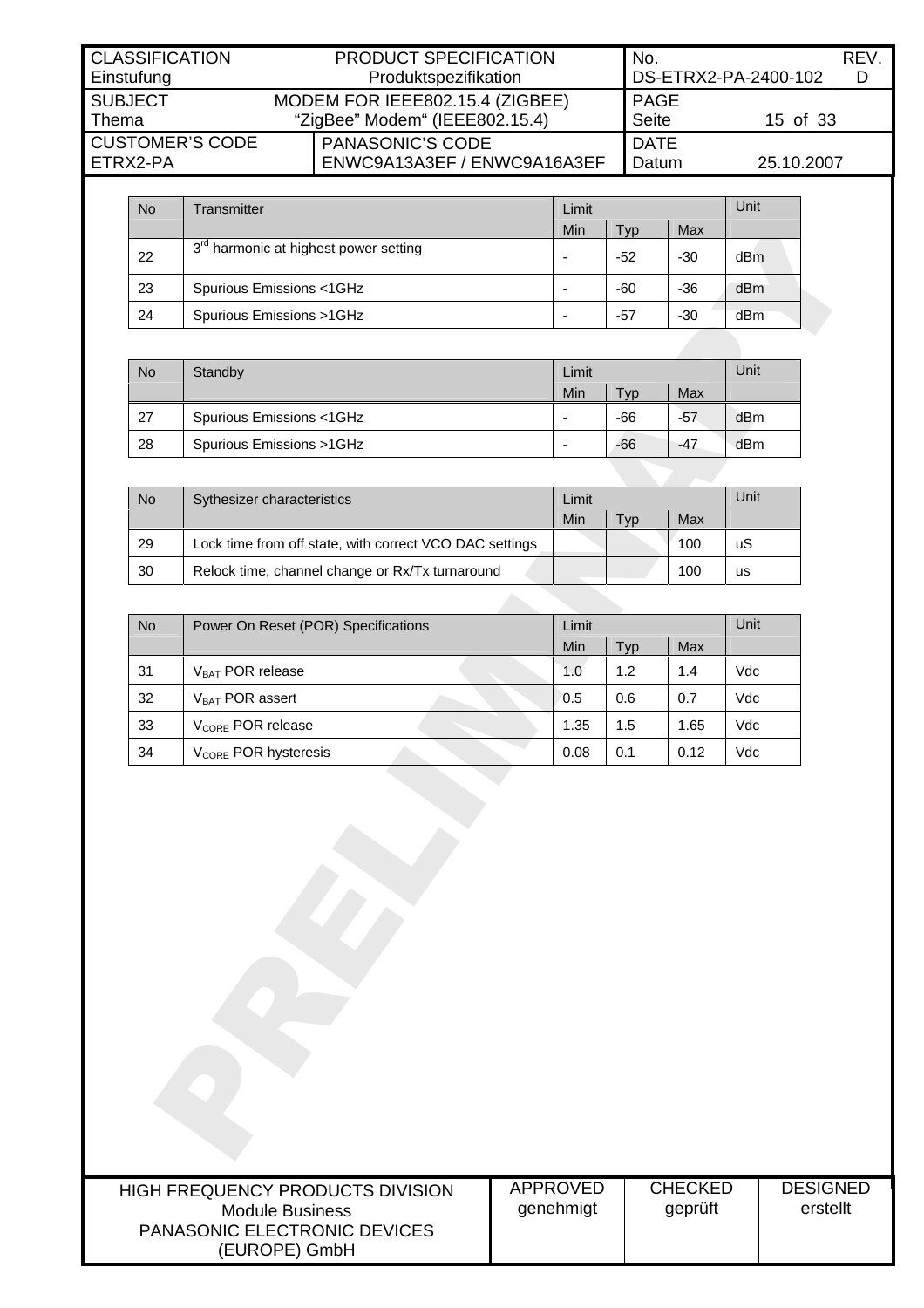| No | Transmitter | Limit | | | Unit |
|---|---|---|---|---|---|
| | | Min | Typ | Max | |
| 22 | 3rd harmonic at highest power setting | - | -52 | -30 | dBm |
| 23 | Spurious Emissions <1GHz | - | -60 | -36 | dBm |
| 24 | Spurious Emissions >1GHz | - | -57 | -30 | dBm |

| No | Standby | Limit | | | Unit |
|---|---|---|---|---|---|
| | | Min | Typ | Max | |
| 27 | Spurious Emissions <1GHz | - | -66 | -57 | dBm |
| 28 | Spurious Emissions >1GHz | - | -66 | -47 | dBm |

| No | Sythesizer characteristics | Limit | | | Unit |
|---|---|---|---|---|---|
| | | Min | Typ | Max | |
| 29 | Lock time from off state, with correct VCO DAC settings | | | 100 | uS |
| 30 | Relock time, channel change or Rx/Tx turnaround | | | 100 | us |

| No | Power On Reset (POR) Specifications | Limit | | | Unit |
|---|---|---|---|---|---|
| | | Min | Typ | Max | |
| 31 | $V_{BAT}$ POR release | 1.0 | 1.2 | 1.4 | Vdc |
| 32 | $V_{BAT}$ POR assert | 0.5 | 0.6 | 0.7 | Vdc |
| 33 | $V_{CORE}$ POR release | 1.35 | 1.5 | 1.65 | Vdc |
| 34 | $V_{CORE}$ POR hysteresis | 0.08 | 0.1 | 0.12 | Vdc |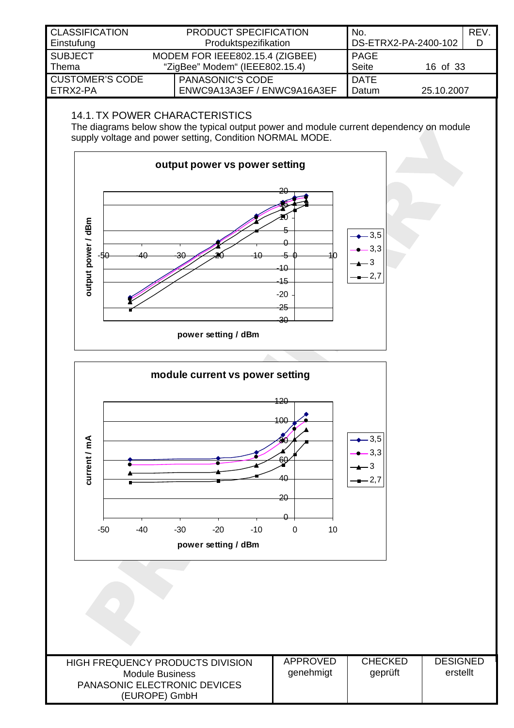## 14.1. TX POWER CHARACTERISTICS

The diagrams below show the typical output power and module current dependency on module supply voltage and power setting, Condition NORMAL MODE.

**output power vs power setting**

output power / dBm

power setting / dBm

Legend: 3,5 / 3,3 / 3 / 2,7

**module current vs power setting**

current / mA

power setting / dBm

Legend: 3,5 / 3,3 / 3 / 2,7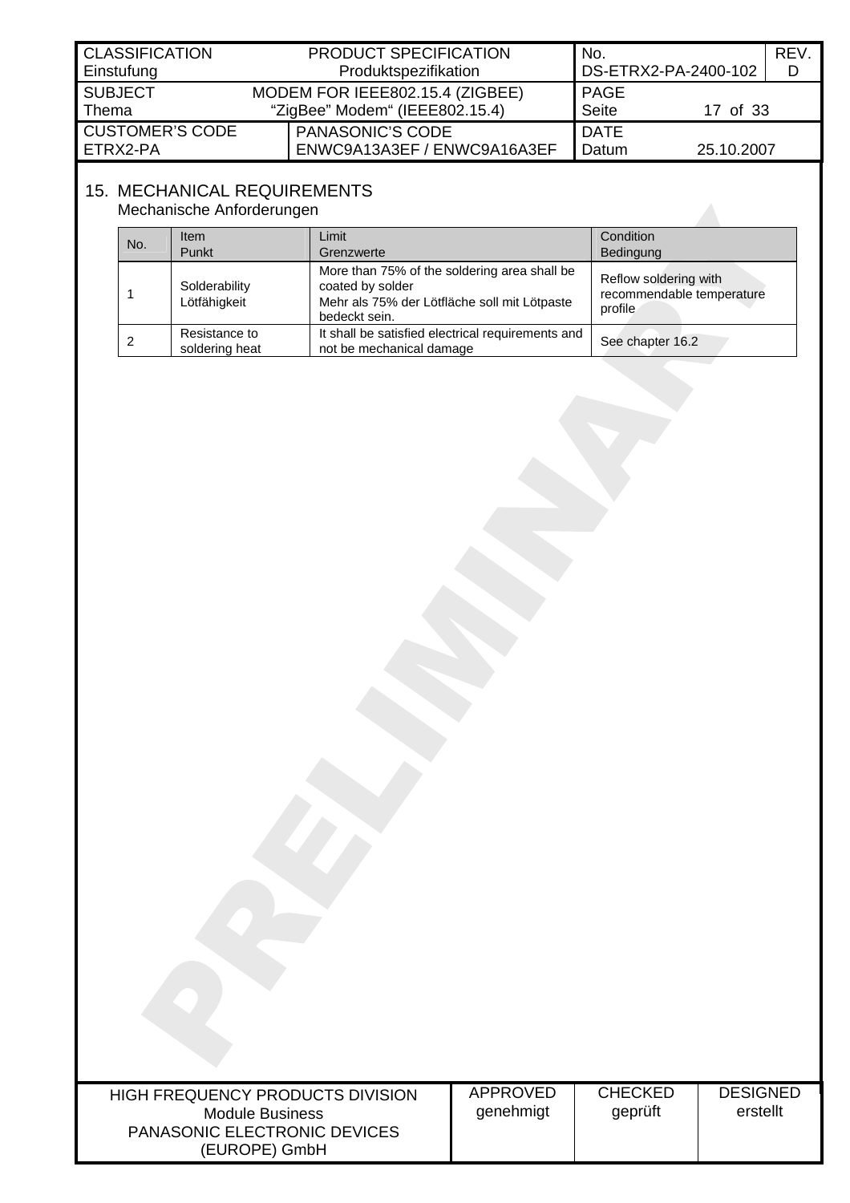## 15. MECHANICAL REQUIREMENTS
Mechanische Anforderungen

| No. | Item<br>Punkt | Limit<br>Grenzwerte | Condition<br>Bedingung |
|---|---|---|---|
| 1 | Solderability<br>Lötfähigkeit | More than 75% of the soldering area shall be coated by solder<br>Mehr als 75% der Lötfläche soll mit Lötpaste bedeckt sein. | Reflow soldering with recommendable temperature profile |
| 2 | Resistance to soldering heat | It shall be satisfied electrical requirements and not be mechanical damage | See chapter 16.2 |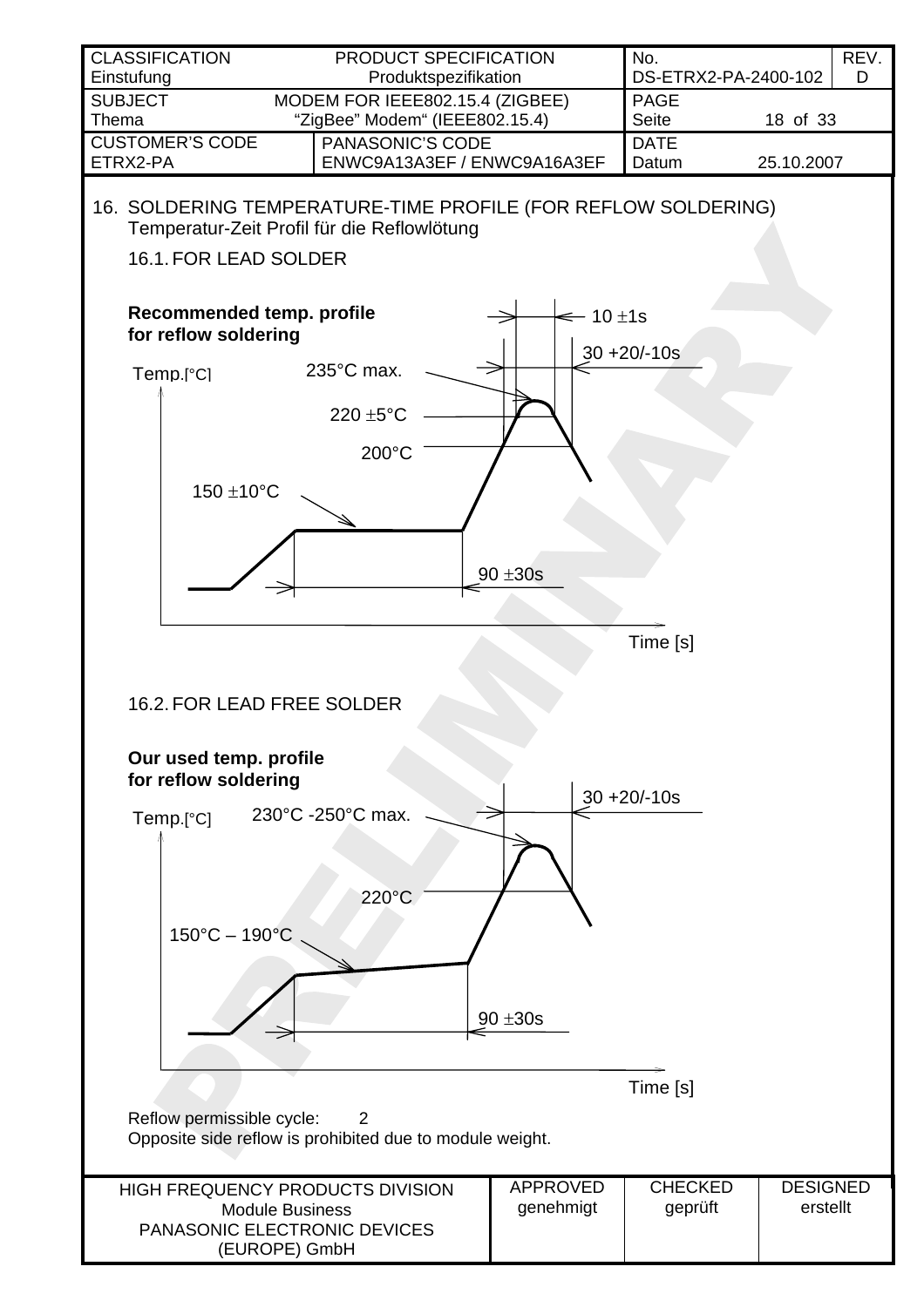| CLASSIFICATION Einstufung | PRODUCT SPECIFICATION Produktspezifikation | No. DS-ETRX2-PA-2400-102 | REV. D |
|---|---|---|---|
| SUBJECT Thema | MODEM FOR IEEE802.15.4 (ZIGBEE) “ZigBee” Modem“ (IEEE802.15.4) | PAGE Seite 18 of 33 | |
| CUSTOMER'S CODE ETRX2-PA | PANASONIC'S CODE ENWC9A13A3EF / ENWC9A16A3EF | DATE Datum 25.10.2007 | |

# 16. SOLDERING TEMPERATURE-TIME PROFILE (FOR REFLOW SOLDERING)

Temperatur-Zeit Profil für die Reflowlötung

## 16.1. FOR LEAD SOLDER

**Recommended temp. profile for reflow soldering**

Temp.[°C]

235°C max.

220 ±5°C

200°C

150 ±10°C

10 ±1s

30 +20/-10s

90 ±30s

Time [s]

## 16.2. FOR LEAD FREE SOLDER

**Our used temp. profile for reflow soldering**

Temp.[°C]

230°C -250°C max.

220°C

150°C – 190°C

30 +20/-10s

90 ±30s

Time [s]

Reflow permissible cycle: 2

Opposite side reflow is prohibited due to module weight.

| HIGH FREQUENCY PRODUCTS DIVISION Module Business PANASONIC ELECTRONIC DEVICES (EUROPE) GmbH | APPROVED genehmigt | CHECKED geprüft | DESIGNED erstellt |
|---|---|---|---|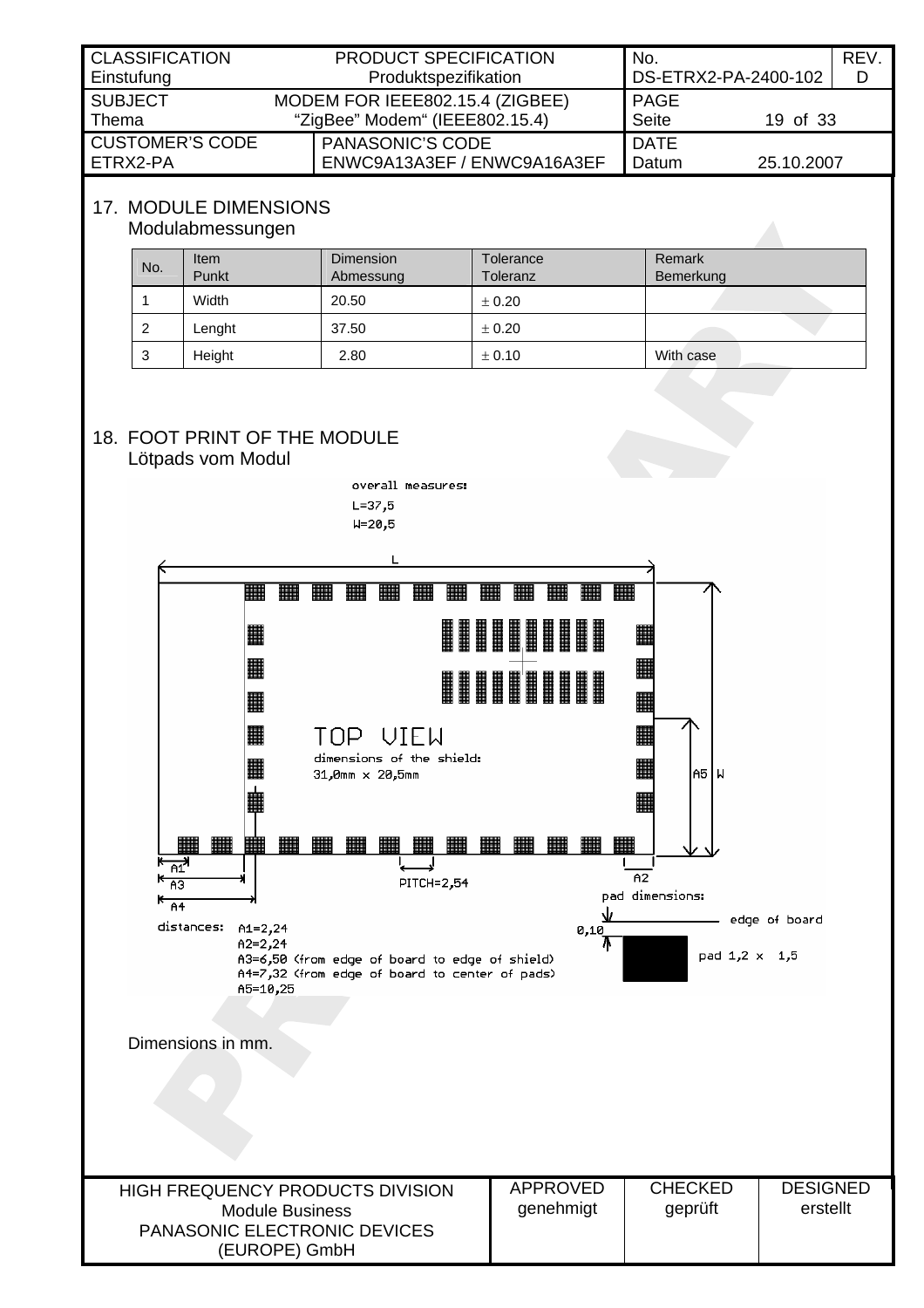## 17. MODULE DIMENSIONS
Modulabmessungen

| No. | Item<br>Punkt | Dimension<br>Abmessung | Tolerance<br>Toleranz | Remark<br>Bemerkung |
|---|---|---|---|---|
| 1 | Width | 20.50 | ± 0.20 | |
| 2 | Lenght | 37.50 | ± 0.20 | |
| 3 | Height | 2.80 | ± 0.10 | With case |

## 18. FOOT PRINT OF THE MODULE
Lötpads vom Modul

overall measures:
L=37,5
W=20,5

TOP VIEW
dimensions of the shield:
31,0mm x 20,5mm

PITCH=2,54

pad dimensions:
0,10 — edge of board
pad 1,2 x 1,5

distances: A1=2,24
A2=2,24
A3=6,50 (from edge of board to edge of shield)
A4=7,32 (from edge of board to center of pads)
A5=10,25

Dimensions in mm.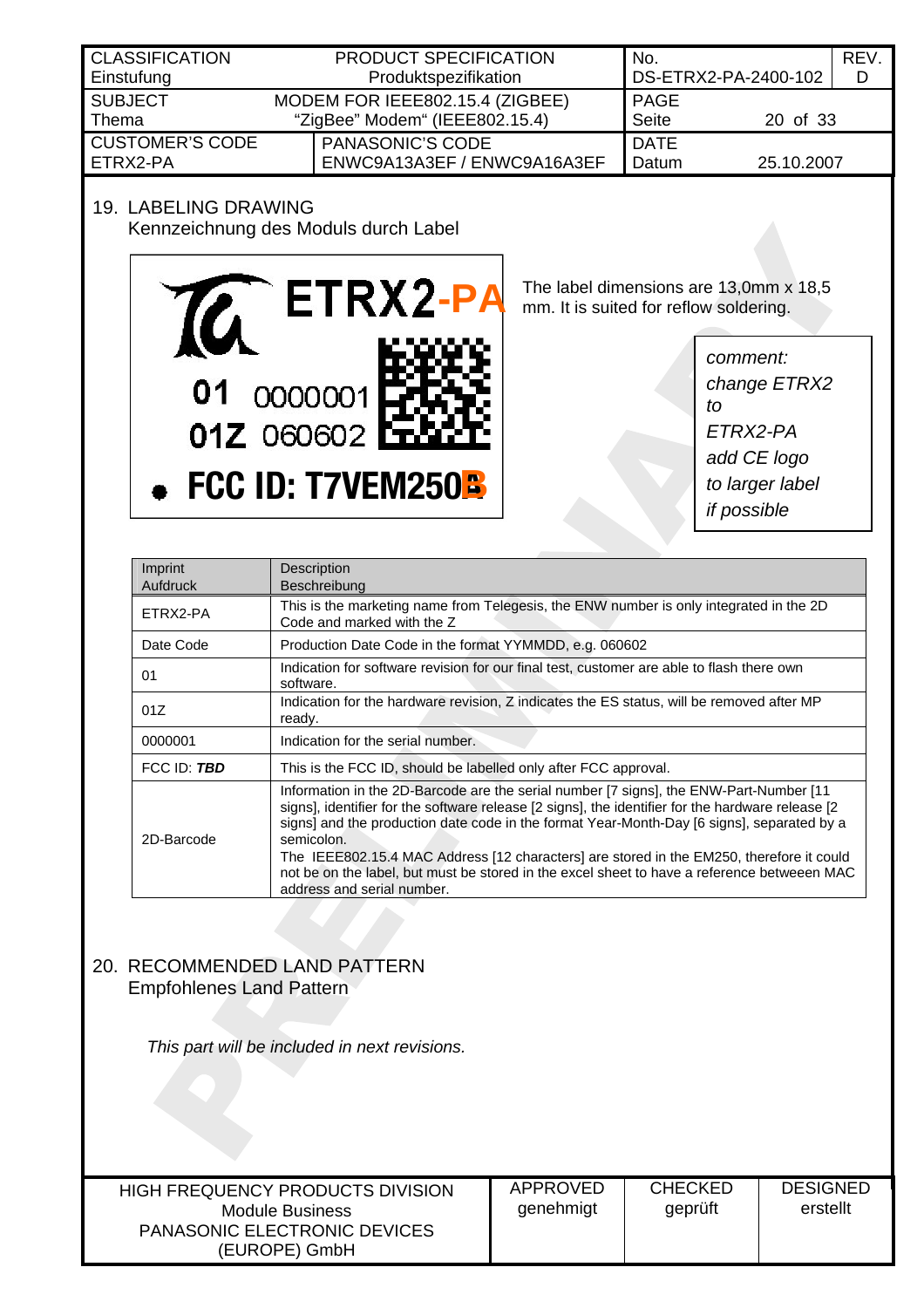| CLASSIFICATION Einstufung | PRODUCT SPECIFICATION Produktspezifikation | No. DS-ETRX2-PA-2400-102 | REV. D |
|---|---|---|---|
| SUBJECT Thema | MODEM FOR IEEE802.15.4 (ZIGBEE) “ZigBee” Modem“ (IEEE802.15.4) | PAGE Seite 20 of 33 | |
| CUSTOMER’S CODE ETRX2-PA | PANASONIC’S CODE ENWC9A13A3EF / ENWC9A16A3EF | DATE Datum 25.10.2007 | |

## 19. LABELING DRAWING
Kennzeichnung des Moduls durch Label

ETRX2-PA

01 0000001
01Z 060602

FCC ID: T7VEM250B

The label dimensions are 13,0mm x 18,5 mm. It is suited for reflow soldering.

*comment: change ETRX2 to ETRX2-PA add CE logo to larger label if possible*

| Imprint Aufdruck | Description Beschreibung |
|---|---|
| ETRX2-PA | This is the marketing name from Telegesis, the ENW number is only integrated in the 2D Code and marked with the Z |
| Date Code | Production Date Code in the format YYMMDD, e.g. 060602 |
| 01 | Indication for software revision for our final test, customer are able to flash there own software. |
| 01Z | Indication for the hardware revision, Z indicates the ES status, will be removed after MP ready. |
| 0000001 | Indication for the serial number. |
| FCC ID: ***TBD*** | This is the FCC ID, should be labelled only after FCC approval. |
| 2D-Barcode | Information in the 2D-Barcode are the serial number [7 signs], the ENW-Part-Number [11 signs], identifier for the software release [2 signs], the identifier for the hardware release [2 signs] and the production date code in the format Year-Month-Day [6 signs], separated by a semicolon. The IEEE802.15.4 MAC Address [12 characters] are stored in the EM250, therefore it could not be on the label, but must be stored in the excel sheet to have a reference beteween MAC address and serial number. |

## 20. RECOMMENDED LAND PATTERN
Empfohlenes Land Pattern

*This part will be included in next revisions.*

| HIGH FREQUENCY PRODUCTS DIVISION Module Business PANASONIC ELECTRONIC DEVICES (EUROPE) GmbH | APPROVED genehmigt | CHECKED geprüft | DESIGNED erstellt |
|---|---|---|---|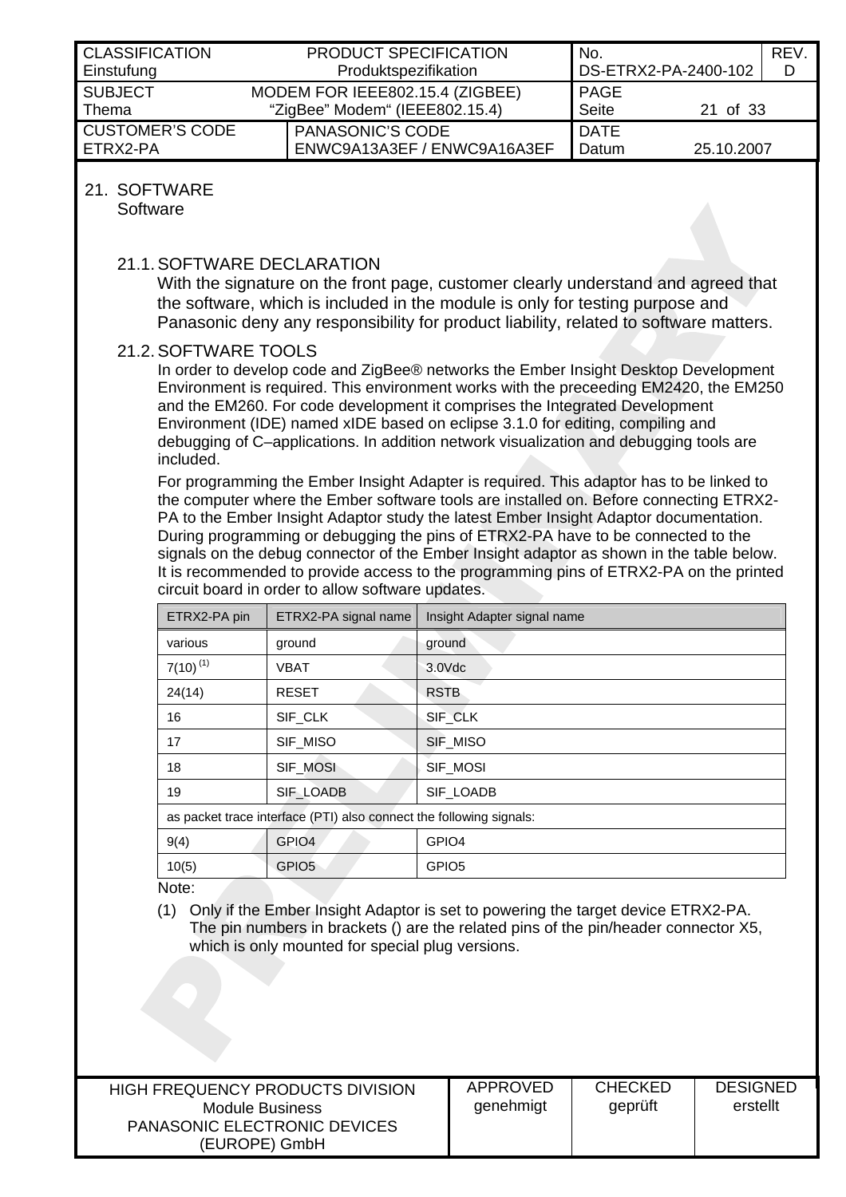## 21. SOFTWARE

Software

### 21.1. SOFTWARE DECLARATION

With the signature on the front page, customer clearly understand and agreed that the software, which is included in the module is only for testing purpose and Panasonic deny any responsibility for product liability, related to software matters.

### 21.2. SOFTWARE TOOLS

In order to develop code and ZigBee® networks the Ember Insight Desktop Development Environment is required. This environment works with the preceeding EM2420, the EM250 and the EM260. For code development it comprises the Integrated Development Environment (IDE) named xIDE based on eclipse 3.1.0 for editing, compiling and debugging of C–applications. In addition network visualization and debugging tools are included.

For programming the Ember Insight Adapter is required. This adaptor has to be linked to the computer where the Ember software tools are installed on. Before connecting ETRX2-PA to the Ember Insight Adaptor study the latest Ember Insight Adaptor documentation. During programming or debugging the pins of ETRX2-PA have to be connected to the signals on the debug connector of the Ember Insight adaptor as shown in the table below. It is recommended to provide access to the programming pins of ETRX2-PA on the printed circuit board in order to allow software updates.

| ETRX2-PA pin | ETRX2-PA signal name | Insight Adapter signal name |
|---|---|---|
| various | ground | ground |
| 7(10) (1) | VBAT | 3.0Vdc |
| 24(14) | RESET | RSTB |
| 16 | SIF_CLK | SIF_CLK |
| 17 | SIF_MISO | SIF_MISO |
| 18 | SIF_MOSI | SIF_MOSI |
| 19 | SIF_LOADB | SIF_LOADB |
| as packet trace interface (PTI) also connect the following signals: | | |
| 9(4) | GPIO4 | GPIO4 |
| 10(5) | GPIO5 | GPIO5 |

Note:

(1) Only if the Ember Insight Adaptor is set to powering the target device ETRX2-PA. The pin numbers in brackets () are the related pins of the pin/header connector X5, which is only mounted for special plug versions.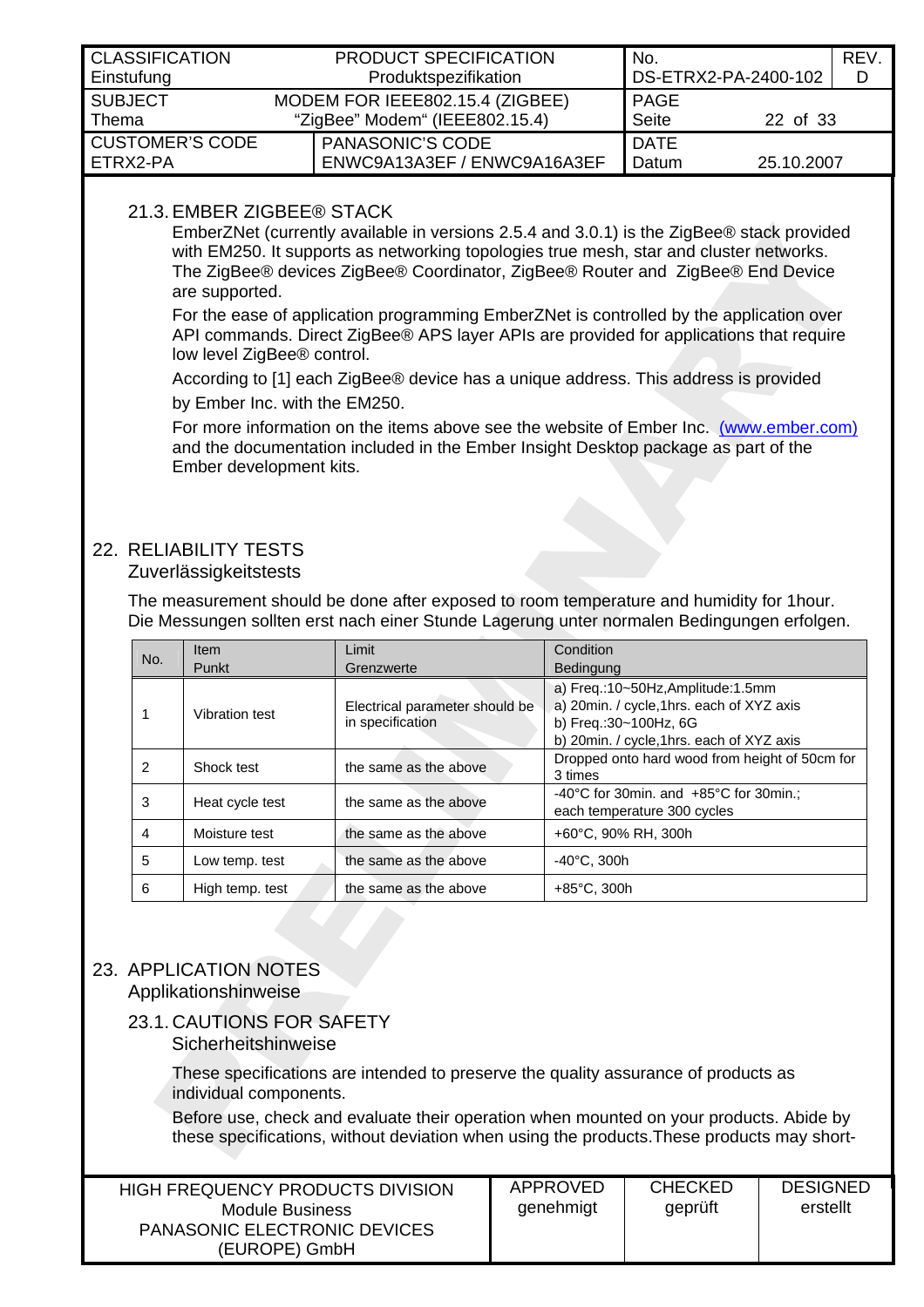### 21.3. EMBER ZIGBEE® STACK

EmberZNet (currently available in versions 2.5.4 and 3.0.1) is the ZigBee® stack provided with EM250. It supports as networking topologies true mesh, star and cluster networks. The ZigBee® devices ZigBee® Coordinator, ZigBee® Router and ZigBee® End Device are supported.

For the ease of application programming EmberZNet is controlled by the application over API commands. Direct ZigBee® APS layer APIs are provided for applications that require low level ZigBee® control.

According to [1] each ZigBee® device has a unique address. This address is provided by Ember Inc. with the EM250.

For more information on the items above see the website of Ember Inc. (www.ember.com) and the documentation included in the Ember Insight Desktop package as part of the Ember development kits.

## 22. RELIABILITY TESTS
Zuverlässigkeitstests

The measurement should be done after exposed to room temperature and humidity for 1hour.
Die Messungen sollten erst nach einer Stunde Lagerung unter normalen Bedingungen erfolgen.

| No. | Item Punkt | Limit Grenzwerte | Condition Bedingung |
|---|---|---|---|
| 1 | Vibration test | Electrical parameter should be in specification | a) Freq.:10~50Hz,Amplitude:1.5mm<br>a) 20min. / cycle,1hrs. each of XYZ axis<br>b) Freq.:30~100Hz, 6G<br>b) 20min. / cycle,1hrs. each of XYZ axis |
| 2 | Shock test | the same as the above | Dropped onto hard wood from height of 50cm for 3 times |
| 3 | Heat cycle test | the same as the above | -40°C for 30min. and +85°C for 30min.; each temperature 300 cycles |
| 4 | Moisture test | the same as the above | +60°C, 90% RH, 300h |
| 5 | Low temp. test | the same as the above | -40°C, 300h |
| 6 | High temp. test | the same as the above | +85°C, 300h |

## 23. APPLICATION NOTES
Applikationshinweise

### 23.1. CAUTIONS FOR SAFETY
Sicherheitshinweise

These specifications are intended to preserve the quality assurance of products as individual components.

Before use, check and evaluate their operation when mounted on your products. Abide by these specifications, without deviation when using the products.These products may short-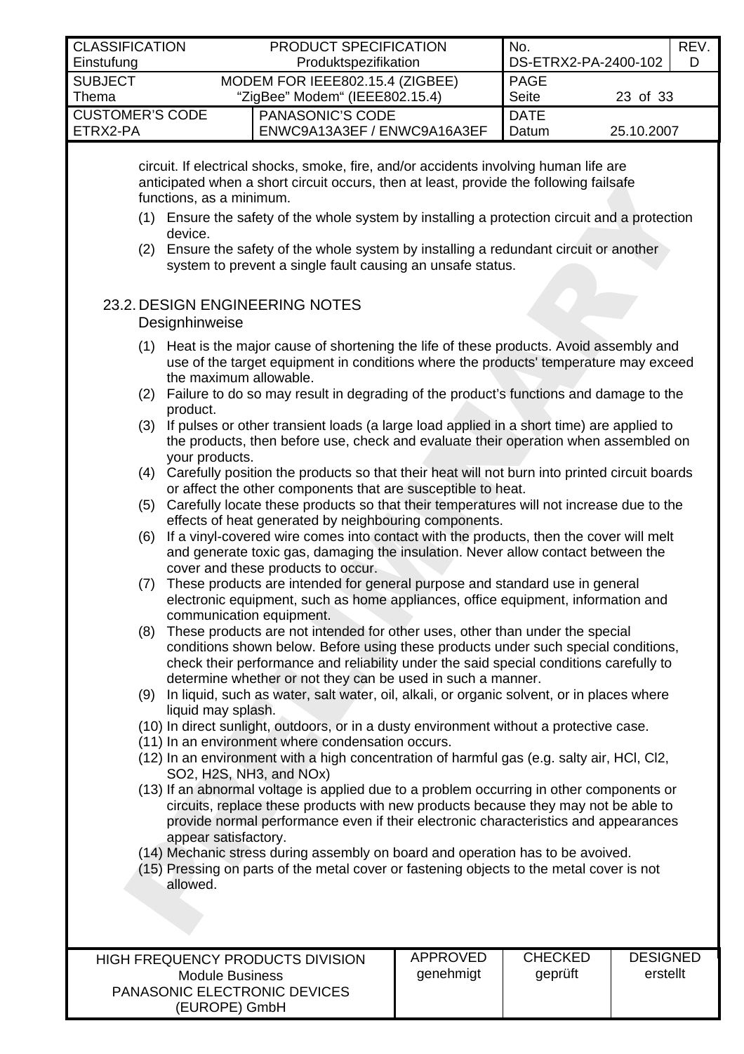circuit. If electrical shocks, smoke, fire, and/or accidents involving human life are anticipated when a short circuit occurs, then at least, provide the following failsafe functions, as a minimum.

(1) Ensure the safety of the whole system by installing a protection circuit and a protection device.

(2) Ensure the safety of the whole system by installing a redundant circuit or another system to prevent a single fault causing an unsafe status.

## 23.2. DESIGN ENGINEERING NOTES
Designhinweise

(1) Heat is the major cause of shortening the life of these products. Avoid assembly and use of the target equipment in conditions where the products' temperature may exceed the maximum allowable.

(2) Failure to do so may result in degrading of the product's functions and damage to the product.

(3) If pulses or other transient loads (a large load applied in a short time) are applied to the products, then before use, check and evaluate their operation when assembled on your products.

(4) Carefully position the products so that their heat will not burn into printed circuit boards or affect the other components that are susceptible to heat.

(5) Carefully locate these products so that their temperatures will not increase due to the effects of heat generated by neighbouring components.

(6) If a vinyl-covered wire comes into contact with the products, then the cover will melt and generate toxic gas, damaging the insulation. Never allow contact between the cover and these products to occur.

(7) These products are intended for general purpose and standard use in general electronic equipment, such as home appliances, office equipment, information and communication equipment.

(8) These products are not intended for other uses, other than under the special conditions shown below. Before using these products under such special conditions, check their performance and reliability under the said special conditions carefully to determine whether or not they can be used in such a manner.

(9) In liquid, such as water, salt water, oil, alkali, or organic solvent, or in places where liquid may splash.

(10) In direct sunlight, outdoors, or in a dusty environment without a protective case.

(11) In an environment where condensation occurs.

(12) In an environment with a high concentration of harmful gas (e.g. salty air, HCl, $Cl_2$, $SO_2$, $H_2S$, $NH_3$, and $NO_x$)

(13) If an abnormal voltage is applied due to a problem occurring in other components or circuits, replace these products with new products because they may not be able to provide normal performance even if their electronic characteristics and appearances appear satisfactory.

(14) Mechanic stress during assembly on board and operation has to be avoived.

(15) Pressing on parts of the metal cover or fastening objects to the metal cover is not allowed.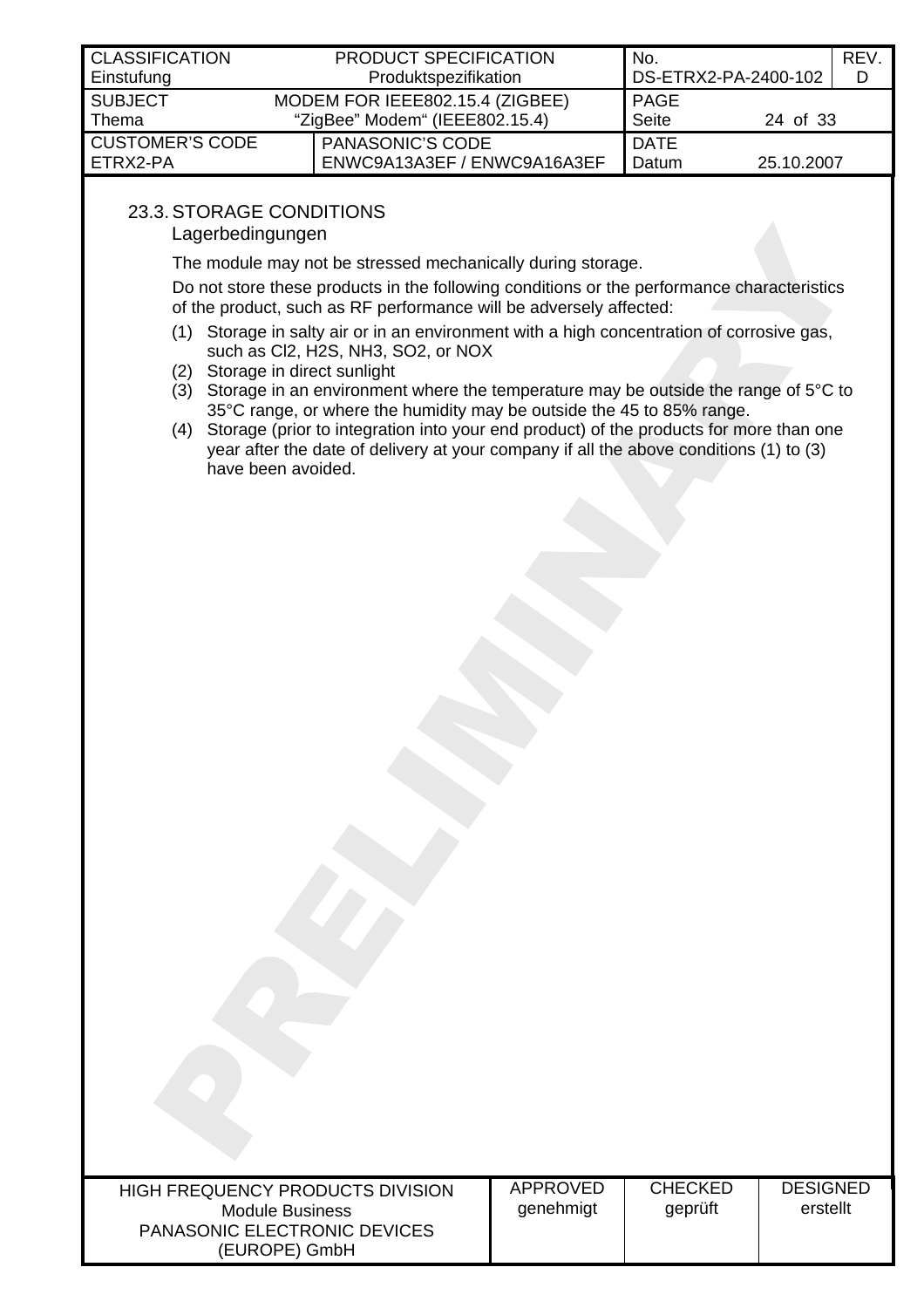## 23.3. STORAGE CONDITIONS
Lagerbedingungen

The module may not be stressed mechanically during storage.

Do not store these products in the following conditions or the performance characteristics of the product, such as RF performance will be adversely affected:

(1) Storage in salty air or in an environment with a high concentration of corrosive gas, such as $Cl_2$, $H_2S$, $NH_3$, $SO_2$, or NOX
(2) Storage in direct sunlight
(3) Storage in an environment where the temperature may be outside the range of 5°C to 35°C range, or where the humidity may be outside the 45 to 85% range.
(4) Storage (prior to integration into your end product) of the products for more than one year after the date of delivery at your company if all the above conditions (1) to (3) have been avoided.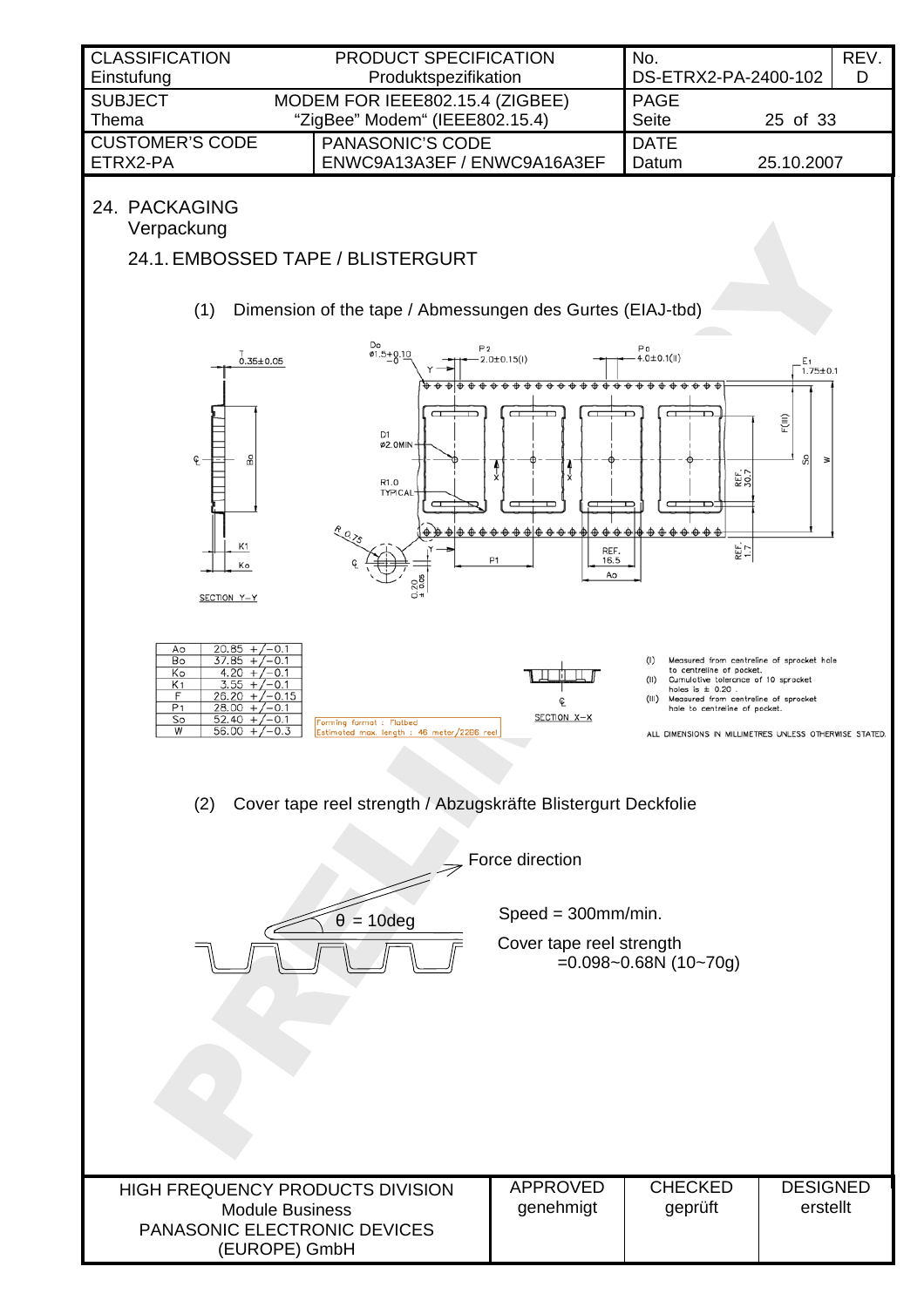| CLASSIFICATION Einstufung | PRODUCT SPECIFICATION Produktspezifikation | No. DS-ETRX2-PA-2400-102 | REV. D |
|---|---|---|---|
| SUBJECT Thema | MODEM FOR IEEE802.15.4 (ZIGBEE) "ZigBee" Modem" (IEEE802.15.4) | PAGE Seite 25 of 33 | |
| CUSTOMER'S CODE ETRX2-PA | PANASONIC'S CODE ENWC9A13A3EF / ENWC9A16A3EF | DATE Datum 25.10.2007 | |

# 24. PACKAGING
Verpackung

## 24.1. EMBOSSED TAPE / BLISTERGURT

(1) Dimension of the tape / Abmessungen des Gurtes (EIAJ-tbd)

T 0.35±0.05

Do ø1.5+0.10/−0

P2 2.0±0.15(I)

Po 4.0±0.1(II)

E1 1.75±0.1

D1 ø2.0MIN

R1.0 TYPICAL

R 0.75

REF. 30.7

REF. 1.7

REF. 16.5

0.20 ±0.05

SECTION Y−Y

SECTION X−X

| | |
|---|---|
| Ao | 20.85 +/−0.1 |
| Bo | 37.85 +/−0.1 |
| Ko | 4.20 +/−0.1 |
| K1 | 3.55 +/−0.1 |
| F | 26.20 +/−0.15 |
| P1 | 28.00 +/−0.1 |
| So | 52.40 +/−0.1 |
| W | 56.00 +/−0.3 |

Forming format : Flatbed
Estimated max. length : 46 meter/22B6 reel

(I) Measured from centreline of sprocket hole to centreline of pocket.
(II) Cumulative tolerance of 10 sprocket holes is ± 0.20 .
(III) Measured from centreline of sprocket hole to centreline of pocket.

ALL DIMENSIONS IN MILLIMETRES UNLESS OTHERWISE STATED.

(2) Cover tape reel strength / Abzugskräfte Blistergurt Deckfolie

Force direction

$\theta$ = 10deg

Speed = 300mm/min.

Cover tape reel strength
=0.098~0.68N (10~70g)

| HIGH FREQUENCY PRODUCTS DIVISION Module Business PANASONIC ELECTRONIC DEVICES (EUROPE) GmbH | APPROVED genehmigt | CHECKED geprüft | DESIGNED erstellt |
|---|---|---|---|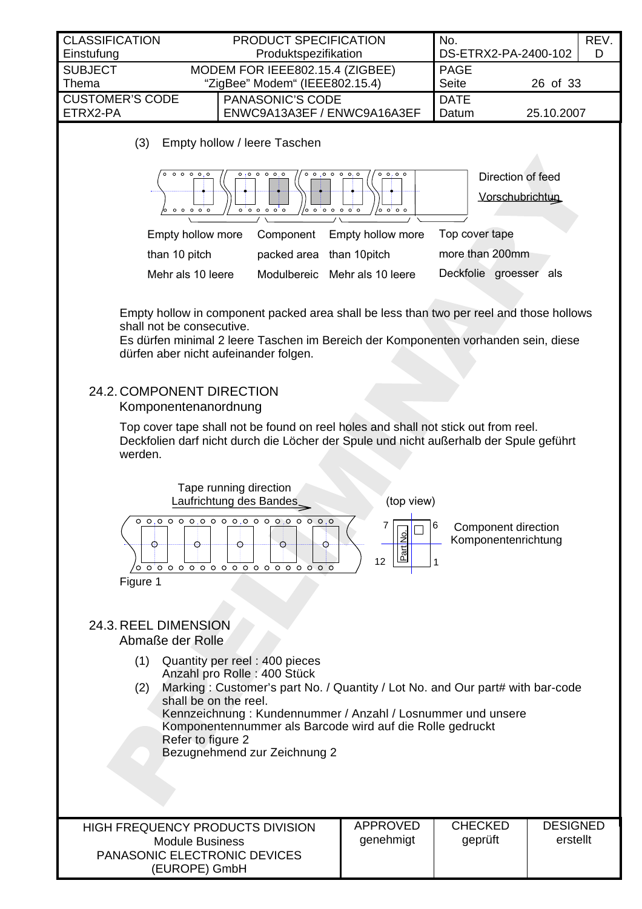(3) Empty hollow / leere Taschen

Direction of feed
Vorschubrichtung

| Empty hollow more than 10 pitch | Component packed area | Empty hollow more than 10pitch | Top cover tape more than 200mm |
|---|---|---|---|
| Mehr als 10 leere | Modulbereic | Mehr als 10 leere | Deckfolie groesser als |

Empty hollow in component packed area shall be less than two per reel and those hollows shall not be consecutive.
Es dürfen minimal 2 leere Taschen im Bereich der Komponenten vorhanden sein, diese dürfen aber nicht aufeinander folgen.

## 24.2. COMPONENT DIRECTION
Komponentenanordnung

Top cover tape shall not be found on reel holes and shall not stick out from reel.
Deckfolien darf nicht durch die Löcher der Spule und nicht außerhalb der Spule geführt werden.

Tape running direction
Laufrichtung des Bandes

(top view)

7 6 12 1 Part No.

Component direction
Komponentenrichtung

Figure 1

## 24.3. REEL DIMENSION
Abmaße der Rolle

(1) Quantity per reel : 400 pieces
Anzahl pro Rolle : 400 Stück

(2) Marking : Customer's part No. / Quantity / Lot No. and Our part# with bar-code shall be on the reel.
Kennzeichnung : Kundennummer / Anzahl / Losnummer und unsere Komponentennummer als Barcode wird auf die Rolle gedruckt
Refer to figure 2
Bezugnehmend zur Zeichnung 2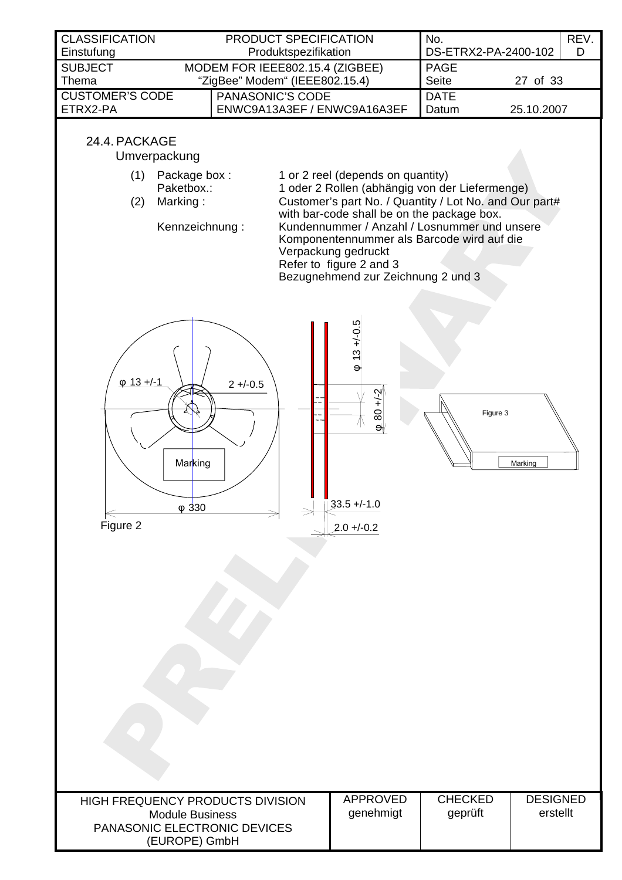## 24.4. PACKAGE

Umverpackung

| | | |
|---|---|---|
| (1) | Package box :<br>Paketbox.: | 1 or 2 reel (depends on quantity)<br>1 oder 2 Rollen (abhängig von der Liefermenge) |
| (2) | Marking : | Customer's part No. / Quantity / Lot No. and Our part# with bar-code shall be on the package box. |
| | Kennzeichnung : | Kundennummer / Anzahl / Losnummer und unsere Komponentennummer als Barcode wird auf die Verpackung gedruckt<br>Refer to figure 2 and 3<br>Bezugnehmend zur Zeichnung 2 und 3 |

φ 13 +/-1 2 +/-0.5 φ 13 +/-0.5 φ 80 +/-2 Marking φ 330 33.5 +/-1.0 2.0 +/-0.2

Figure 2

Figure 3 Marking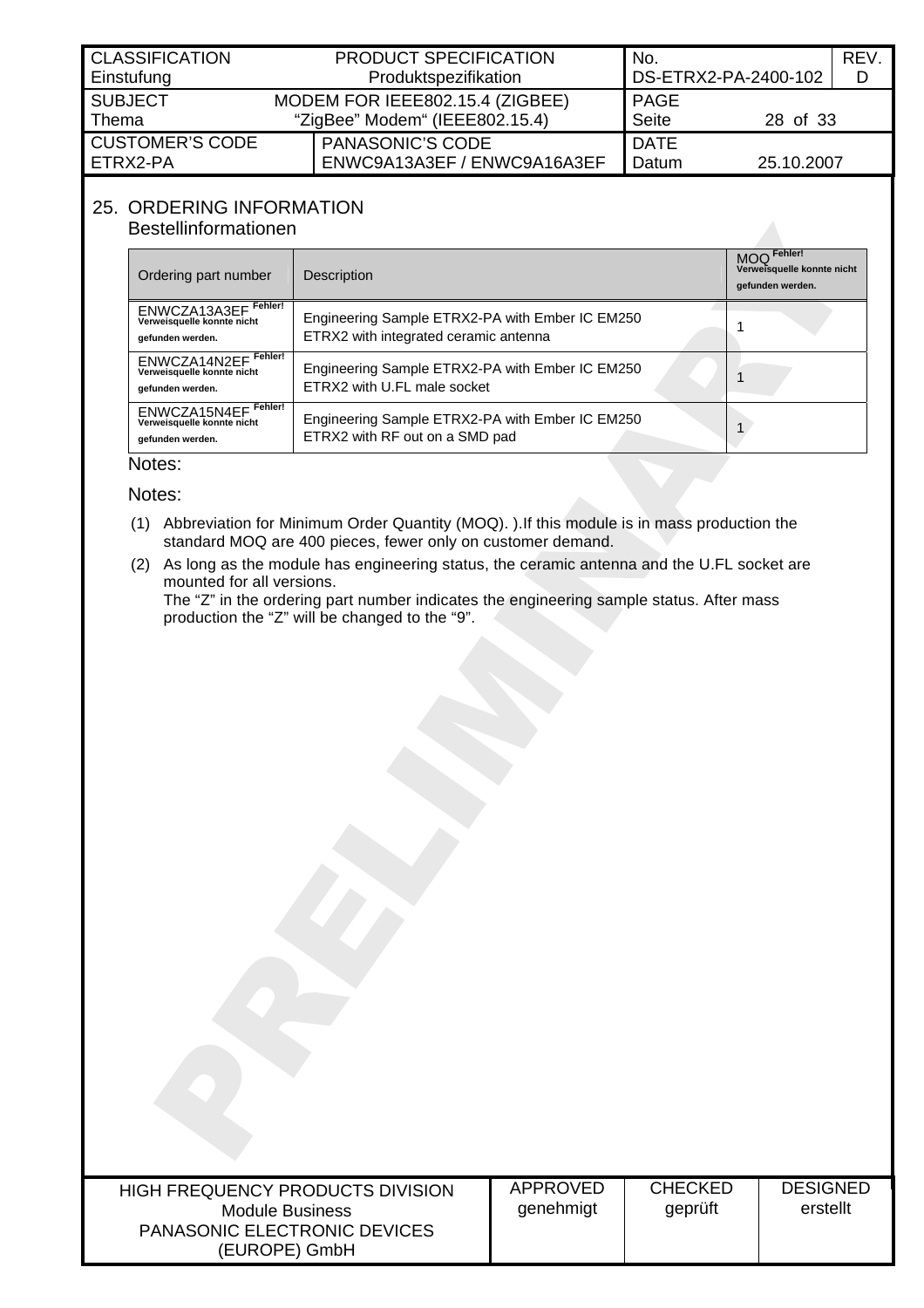## 25. ORDERING INFORMATION
Bestellinformationen

| Ordering part number | Description | MOQ Fehler! Verweisquelle konnte nicht gefunden werden. |
|---|---|---|
| ENWCZA13A3EF Fehler! Verweisquelle konnte nicht gefunden werden. | Engineering Sample ETRX2-PA with Ember IC EM250<br>ETRX2 with integrated ceramic antenna | 1 |
| ENWCZA14N2EF Fehler! Verweisquelle konnte nicht gefunden werden. | Engineering Sample ETRX2-PA with Ember IC EM250<br>ETRX2 with U.FL male socket | 1 |
| ENWCZA15N4EF Fehler! Verweisquelle konnte nicht gefunden werden. | Engineering Sample ETRX2-PA with Ember IC EM250<br>ETRX2 with RF out on a SMD pad | 1 |

Notes:

Notes:

(1) Abbreviation for Minimum Order Quantity (MOQ). ).If this module is in mass production the standard MOQ are 400 pieces, fewer only on customer demand.

(2) As long as the module has engineering status, the ceramic antenna and the U.FL socket are mounted for all versions.
The "Z" in the ordering part number indicates the engineering sample status. After mass production the "Z" will be changed to the "9".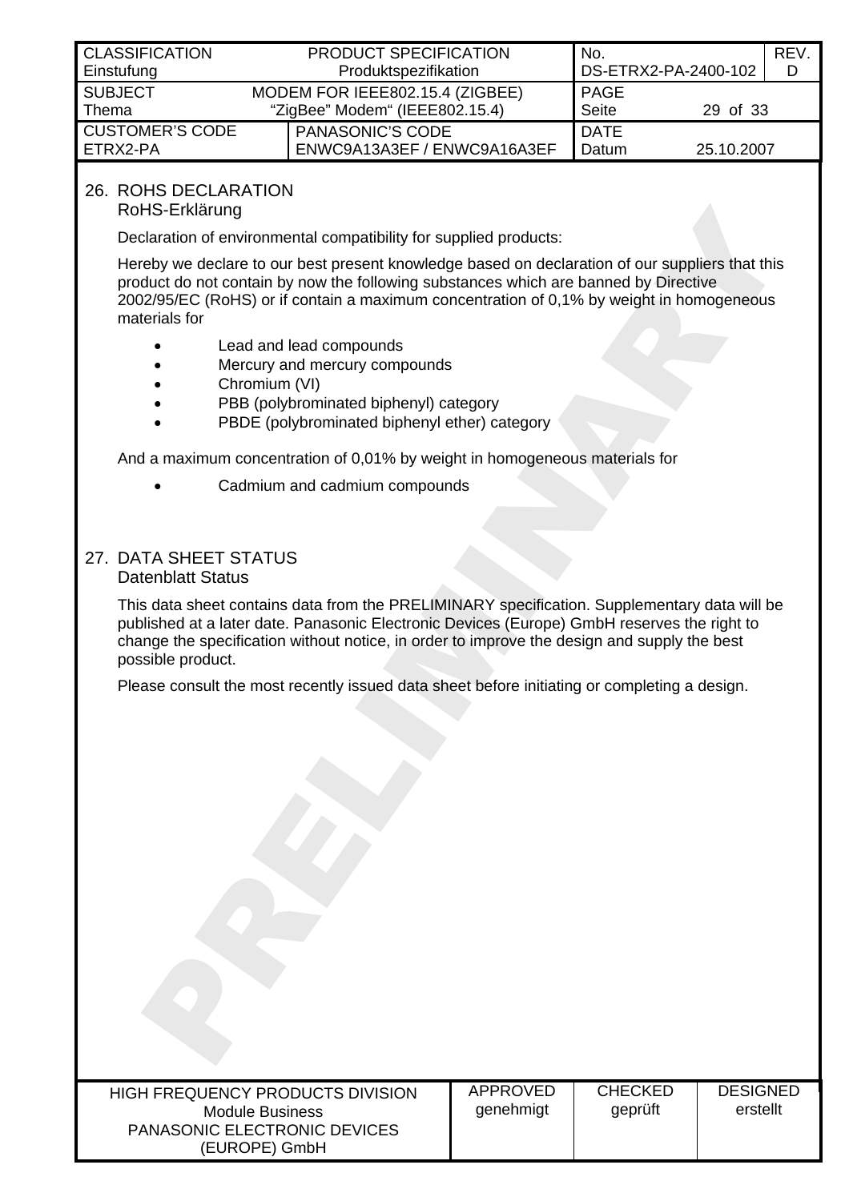## 26. ROHS DECLARATION
RoHS-Erklärung

Declaration of environmental compatibility for supplied products:

Hereby we declare to our best present knowledge based on declaration of our suppliers that this product do not contain by now the following substances which are banned by Directive 2002/95/EC (RoHS) or if contain a maximum concentration of 0,1% by weight in homogeneous materials for

- Lead and lead compounds
- Mercury and mercury compounds
- Chromium (VI)
- PBB (polybrominated biphenyl) category
- PBDE (polybrominated biphenyl ether) category

And a maximum concentration of 0,01% by weight in homogeneous materials for

- Cadmium and cadmium compounds

## 27. DATA SHEET STATUS
Datenblatt Status

This data sheet contains data from the PRELIMINARY specification. Supplementary data will be published at a later date. Panasonic Electronic Devices (Europe) GmbH reserves the right to change the specification without notice, in order to improve the design and supply the best possible product.

Please consult the most recently issued data sheet before initiating or completing a design.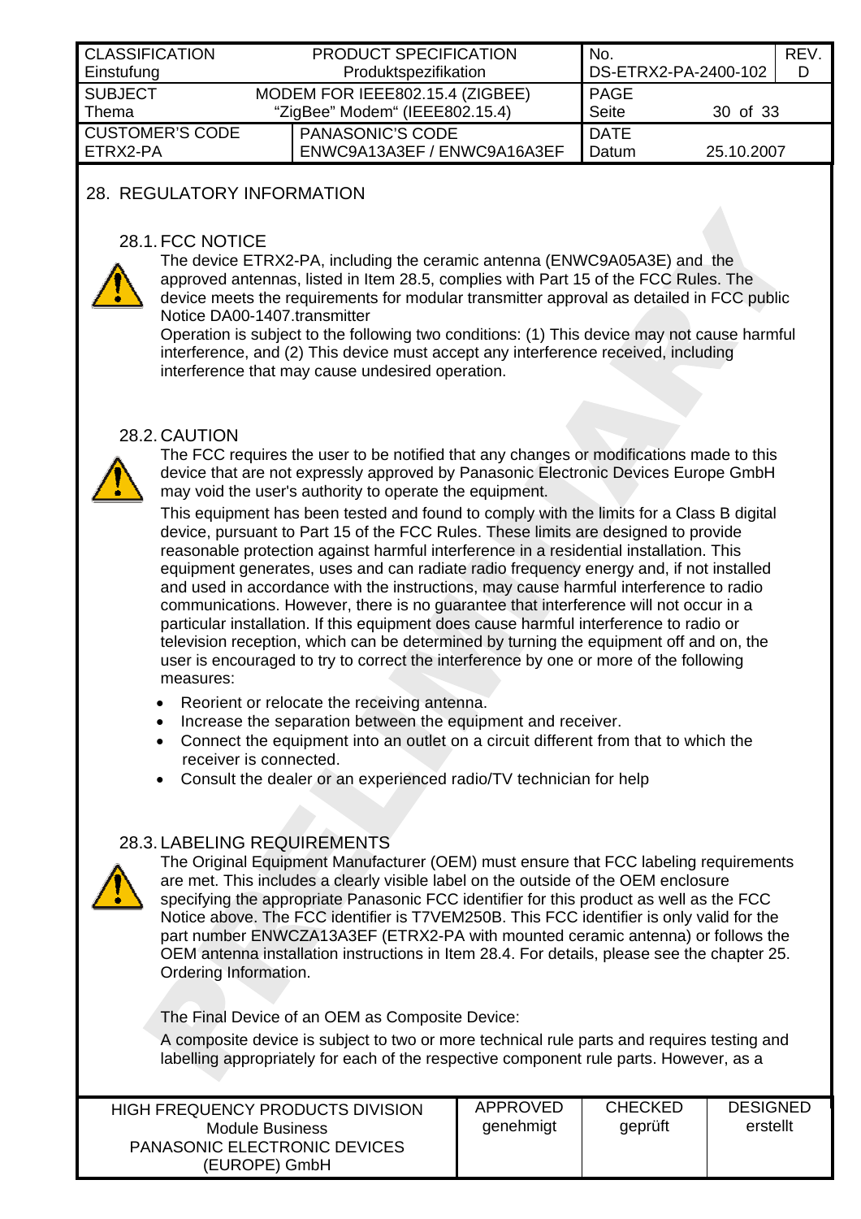## 28. REGULATORY INFORMATION

### 28.1. FCC NOTICE

The device ETRX2-PA, including the ceramic antenna (ENWC9A05A3E) and the approved antennas, listed in Item 28.5, complies with Part 15 of the FCC Rules. The device meets the requirements for modular transmitter approval as detailed in FCC public Notice DA00-1407.transmitter

Operation is subject to the following two conditions: (1) This device may not cause harmful interference, and (2) This device must accept any interference received, including interference that may cause undesired operation.

### 28.2. CAUTION

The FCC requires the user to be notified that any changes or modifications made to this device that are not expressly approved by Panasonic Electronic Devices Europe GmbH may void the user's authority to operate the equipment.

This equipment has been tested and found to comply with the limits for a Class B digital device, pursuant to Part 15 of the FCC Rules. These limits are designed to provide reasonable protection against harmful interference in a residential installation. This equipment generates, uses and can radiate radio frequency energy and, if not installed and used in accordance with the instructions, may cause harmful interference to radio communications. However, there is no guarantee that interference will not occur in a particular installation. If this equipment does cause harmful interference to radio or television reception, which can be determined by turning the equipment off and on, the user is encouraged to try to correct the interference by one or more of the following measures:

- Reorient or relocate the receiving antenna.
- Increase the separation between the equipment and receiver.
- Connect the equipment into an outlet on a circuit different from that to which the receiver is connected.
- Consult the dealer or an experienced radio/TV technician for help

### 28.3. LABELING REQUIREMENTS

The Original Equipment Manufacturer (OEM) must ensure that FCC labeling requirements are met. This includes a clearly visible label on the outside of the OEM enclosure specifying the appropriate Panasonic FCC identifier for this product as well as the FCC Notice above. The FCC identifier is T7VEM250B. This FCC identifier is only valid for the part number ENWCZA13A3EF (ETRX2-PA with mounted ceramic antenna) or follows the OEM antenna installation instructions in Item 28.4. For details, please see the chapter 25. Ordering Information.

The Final Device of an OEM as Composite Device:

A composite device is subject to two or more technical rule parts and requires testing and labelling appropriately for each of the respective component rule parts. However, as a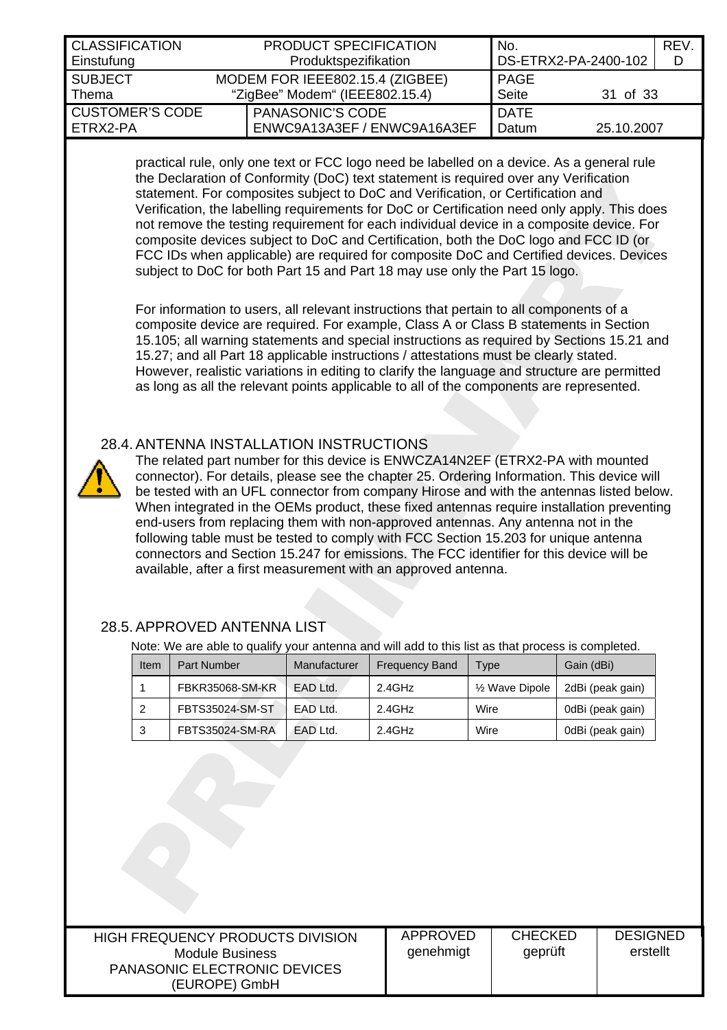practical rule, only one text or FCC logo need be labelled on a device. As a general rule the Declaration of Conformity (DoC) text statement is required over any Verification statement. For composites subject to DoC and Verification, or Certification and Verification, the labelling requirements for DoC or Certification need only apply. This does not remove the testing requirement for each individual device in a composite device. For composite devices subject to DoC and Certification, both the DoC logo and FCC ID (or FCC IDs when applicable) are required for composite DoC and Certified devices. Devices subject to DoC for both Part 15 and Part 18 may use only the Part 15 logo.

For information to users, all relevant instructions that pertain to all components of a composite device are required. For example, Class A or Class B statements in Section 15.105; all warning statements and special instructions as required by Sections 15.21 and 15.27; and all Part 18 applicable instructions / attestations must be clearly stated. However, realistic variations in editing to clarify the language and structure are permitted as long as all the relevant points applicable to all of the components are represented.

## 28.4. ANTENNA INSTALLATION INSTRUCTIONS

The related part number for this device is ENWCZA14N2EF (ETRX2-PA with mounted connector). For details, please see the chapter 25. Ordering Information. This device will be tested with an UFL connector from company Hirose and with the antennas listed below. When integrated in the OEMs product, these fixed antennas require installation preventing end-users from replacing them with non-approved antennas. Any antenna not in the following table must be tested to comply with FCC Section 15.203 for unique antenna connectors and Section 15.247 for emissions. The FCC identifier for this device will be available, after a first measurement with an approved antenna.

## 28.5. APPROVED ANTENNA LIST

Note: We are able to qualify your antenna and will add to this list as that process is completed.

| Item | Part Number | Manufacturer | Frequency Band | Type | Gain (dBi) |
|---|---|---|---|---|---|
| 1 | FBKR35068-SM-KR | EAD Ltd. | 2.4GHz | ½ Wave Dipole | 2dBi (peak gain) |
| 2 | FBTS35024-SM-ST | EAD Ltd. | 2.4GHz | Wire | 0dBi (peak gain) |
| 3 | FBTS35024-SM-RA | EAD Ltd. | 2.4GHz | Wire | 0dBi (peak gain) |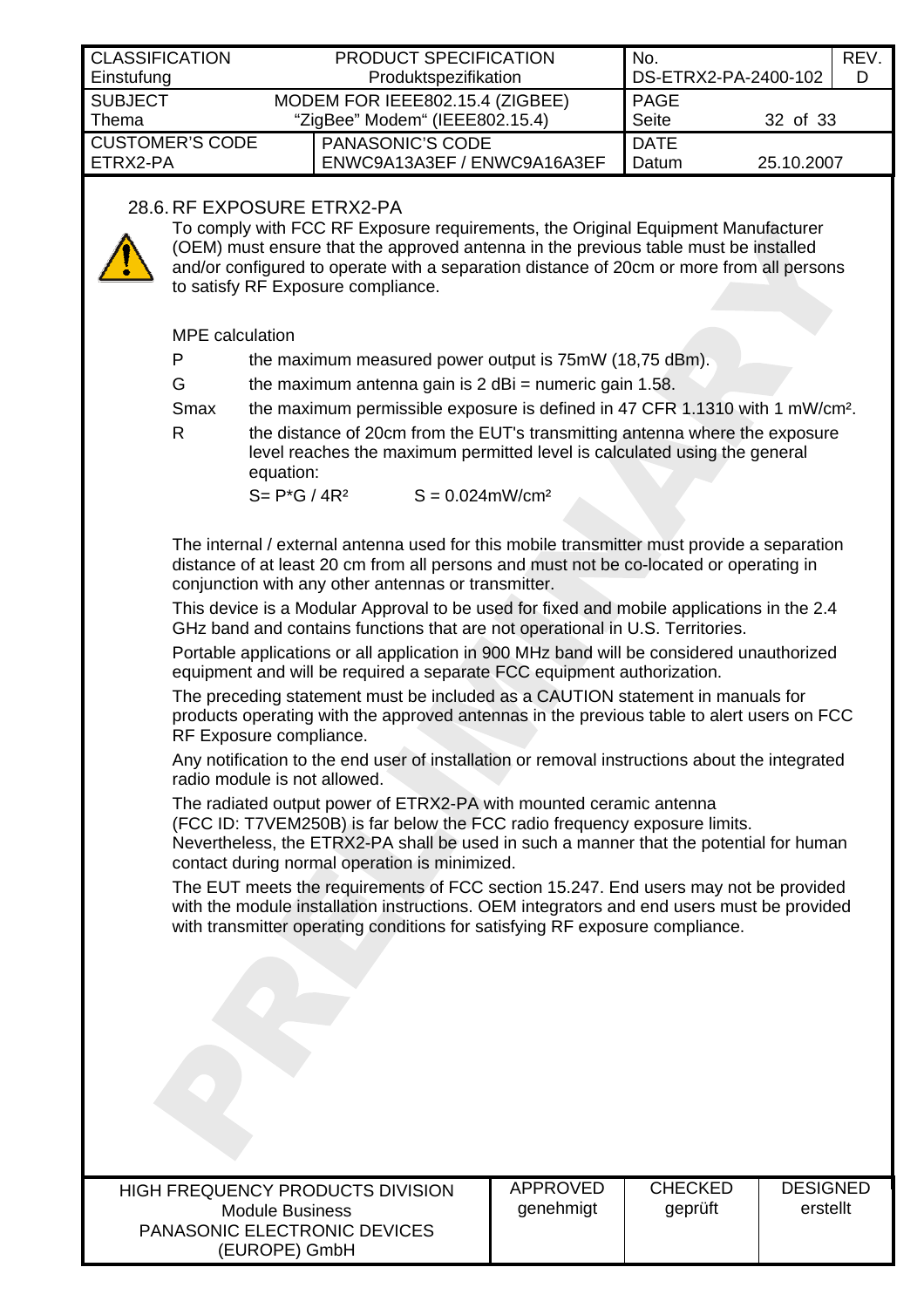## 28.6. RF EXPOSURE ETRX2-PA

To comply with FCC RF Exposure requirements, the Original Equipment Manufacturer (OEM) must ensure that the approved antenna in the previous table must be installed and/or configured to operate with a separation distance of 20cm or more from all persons to satisfy RF Exposure compliance.

MPE calculation

| | |
|---|---|
| P | the maximum measured power output is 75mW (18,75 dBm). |
| G | the maximum antenna gain is 2 dBi = numeric gain 1.58. |
| Smax | the maximum permissible exposure is defined in 47 CFR 1.1310 with 1 mW/cm². |
| R | the distance of 20cm from the EUT's transmitting antenna where the exposure level reaches the maximum permitted level is calculated using the general equation: |

$S = P*G / 4R^2$ $\quad\quad S = 0.024 mW/cm^2$

The internal / external antenna used for this mobile transmitter must provide a separation distance of at least 20 cm from all persons and must not be co-located or operating in conjunction with any other antennas or transmitter.

This device is a Modular Approval to be used for fixed and mobile applications in the 2.4 GHz band and contains functions that are not operational in U.S. Territories.

Portable applications or all application in 900 MHz band will be considered unauthorized equipment and will be required a separate FCC equipment authorization.

The preceding statement must be included as a CAUTION statement in manuals for products operating with the approved antennas in the previous table to alert users on FCC RF Exposure compliance.

Any notification to the end user of installation or removal instructions about the integrated radio module is not allowed.

The radiated output power of ETRX2-PA with mounted ceramic antenna (FCC ID: T7VEM250B) is far below the FCC radio frequency exposure limits. Nevertheless, the ETRX2-PA shall be used in such a manner that the potential for human contact during normal operation is minimized.

The EUT meets the requirements of FCC section 15.247. End users may not be provided with the module installation instructions. OEM integrators and end users must be provided with transmitter operating conditions for satisfying RF exposure compliance.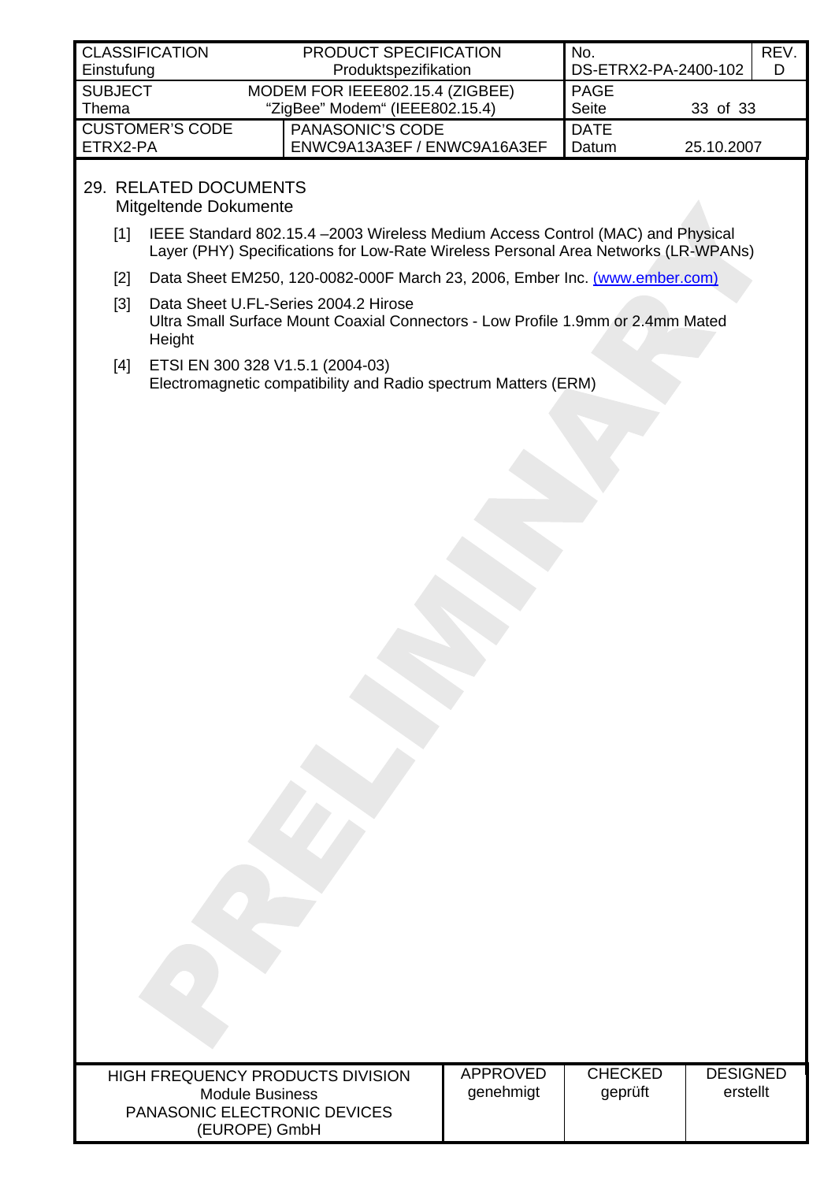## 29. RELATED DOCUMENTS
Mitgeltende Dokumente

[1] IEEE Standard 802.15.4 –2003 Wireless Medium Access Control (MAC) and Physical Layer (PHY) Specifications for Low-Rate Wireless Personal Area Networks (LR-WPANs)

[2] Data Sheet EM250, 120-0082-000F March 23, 2006, Ember Inc. (www.ember.com)

[3] Data Sheet U.FL-Series 2004.2 Hirose
Ultra Small Surface Mount Coaxial Connectors - Low Profile 1.9mm or 2.4mm Mated Height

[4] ETSI EN 300 328 V1.5.1 (2004-03)
Electromagnetic compatibility and Radio spectrum Matters (ERM)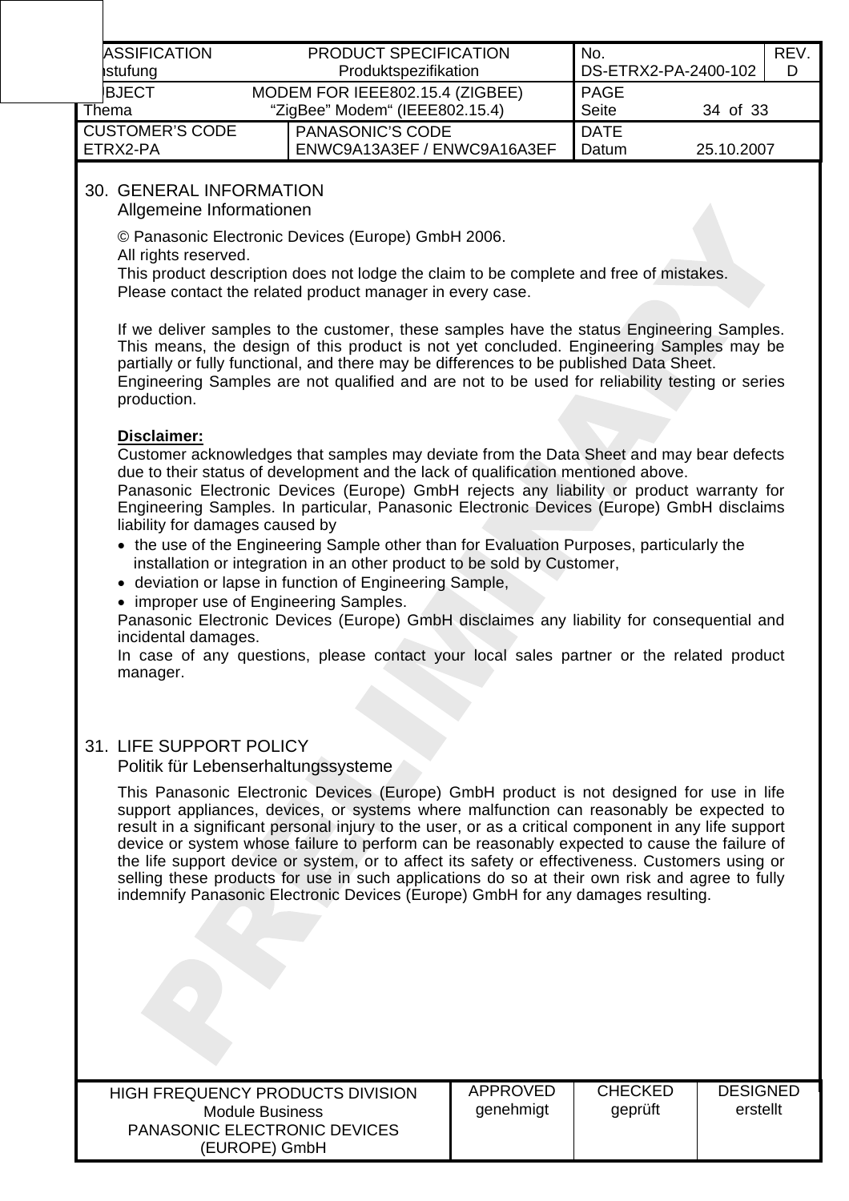## 30. GENERAL INFORMATION
Allgemeine Informationen

© Panasonic Electronic Devices (Europe) GmbH 2006.
All rights reserved.
This product description does not lodge the claim to be complete and free of mistakes.
Please contact the related product manager in every case.

If we deliver samples to the customer, these samples have the status Engineering Samples. This means, the design of this product is not yet concluded. Engineering Samples may be partially or fully functional, and there may be differences to be published Data Sheet.
Engineering Samples are not qualified and are not to be used for reliability testing or series production.

**Disclaimer:**
Customer acknowledges that samples may deviate from the Data Sheet and may bear defects due to their status of development and the lack of qualification mentioned above.
Panasonic Electronic Devices (Europe) GmbH rejects any liability or product warranty for Engineering Samples. In particular, Panasonic Electronic Devices (Europe) GmbH disclaims liability for damages caused by

- the use of the Engineering Sample other than for Evaluation Purposes, particularly the installation or integration in an other product to be sold by Customer,
- deviation or lapse in function of Engineering Sample,
- improper use of Engineering Samples.

Panasonic Electronic Devices (Europe) GmbH disclaimes any liability for consequential and incidental damages.
In case of any questions, please contact your local sales partner or the related product manager.

## 31. LIFE SUPPORT POLICY
Politik für Lebenserhaltungssysteme

This Panasonic Electronic Devices (Europe) GmbH product is not designed for use in life support appliances, devices, or systems where malfunction can reasonably be expected to result in a significant personal injury to the user, or as a critical component in any life support device or system whose failure to perform can be reasonably expected to cause the failure of the life support device or system, or to affect its safety or effectiveness. Customers using or selling these products for use in such applications do so at their own risk and agree to fully indemnify Panasonic Electronic Devices (Europe) GmbH for any damages resulting.